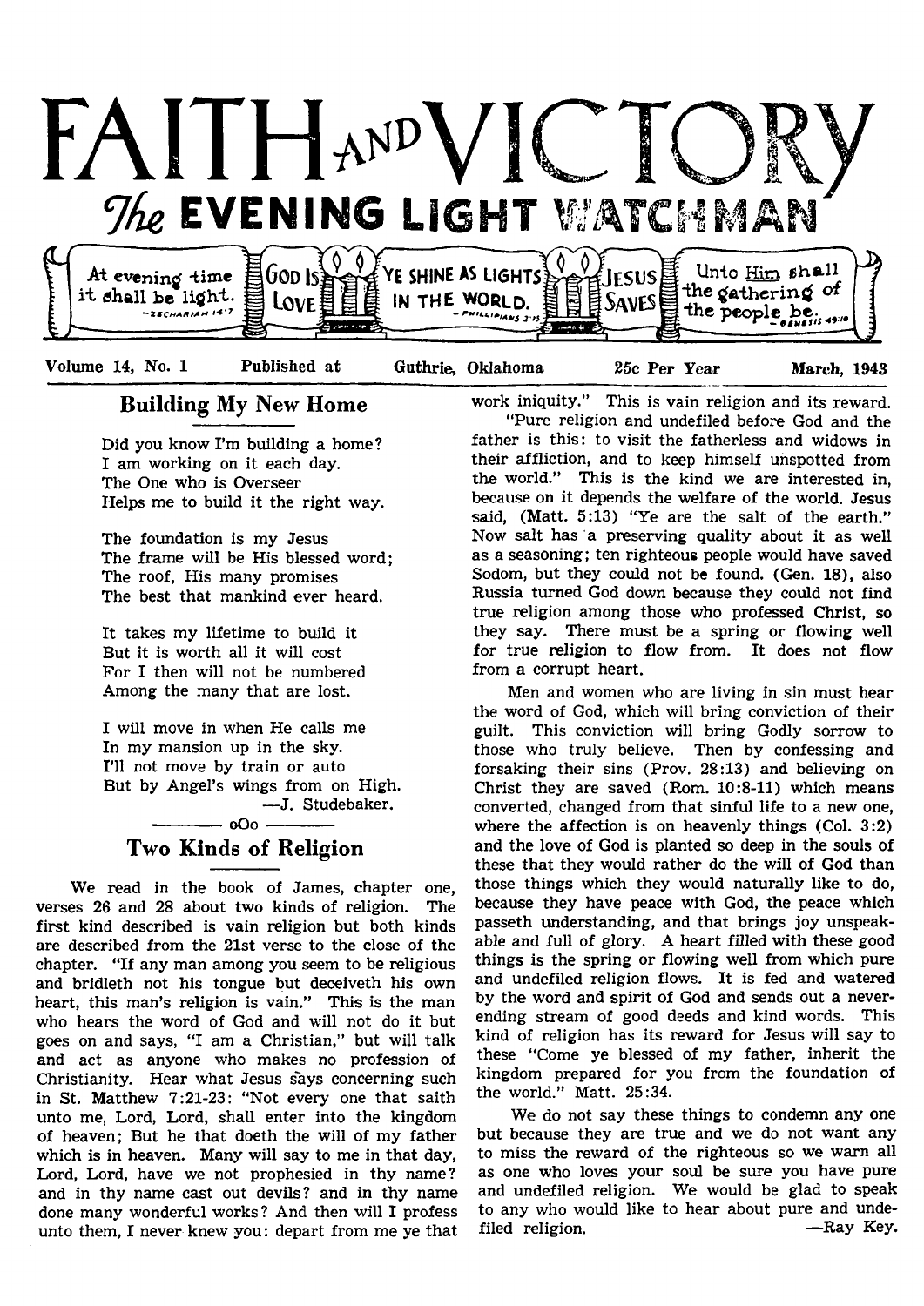# FAITH AND VICTORY

## The EVENING LIGHT WATCHMAN

At evening time it shall be light. —Zechariah 14:7 | God Is Love | Ye shine as lights in the world. —Philippians 2:15 | Jesus Saves | Unto Him shall the gathering of the people be. —Genesis 49:10

Volume 14, No. 1 Published at Guthrie, Oklahoma 25c Per Year March, 1943

## Building My New Home

Did you know I'm building a home?
I am working on it each day.
The One who is Overseer
Helps me to build it the right way.

The foundation is my Jesus
The frame will be His blessed word;
The roof, His many promises
The best that mankind ever heard.

It takes my lifetime to build it
But it is worth all it will cost
For I then will not be numbered
Among the many that are lost.

I will move in when He calls me
In my mansion up in the sky.
I'll not move by train or auto
But by Angel's wings from on High.

—J. Studebaker.

oOo

## Two Kinds of Religion

We read in the book of James, chapter one, verses 26 and 28 about two kinds of religion. The first kind described is vain religion but both kinds are described from the 21st verse to the close of the chapter. "If any man among you seem to be religious and bridleth not his tongue but deceiveth his own heart, this man's religion is vain." This is the man who hears the word of God and will not do it but goes on and says, "I am a Christian," but will talk and act as anyone who makes no profession of Christianity. Hear what Jesus says concerning such in St. Matthew 7:21-23: "Not every one that saith unto me, Lord, Lord, shall enter into the kingdom of heaven; But he that doeth the will of my father which is in heaven. Many will say to me in that day, Lord, Lord, have we not prophesied in thy name? and in thy name cast out devils? and in thy name done many wonderful works? And then will I profess unto them, I never knew you: depart from me ye that work iniquity." This is vain religion and its reward.

"Pure religion and undefiled before God and the father is this: to visit the fatherless and widows in their affliction, and to keep himself unspotted from the world." This is the kind we are interested in, because on it depends the welfare of the world. Jesus said, (Matt. 5:13) "Ye are the salt of the earth." Now salt has a preserving quality about it as well as a seasoning; ten righteous people would have saved Sodom, but they could not be found. (Gen. 18), also Russia turned God down because they could not find true religion among those who professed Christ, so they say. There must be a spring or flowing well for true religion to flow from. It does not flow from a corrupt heart.

Men and women who are living in sin must hear the word of God, which will bring conviction of their guilt. This conviction will bring Godly sorrow to those who truly believe. Then by confessing and forsaking their sins (Prov. 28:13) and believing on Christ they are saved (Rom. 10:8-11) which means converted, changed from that sinful life to a new one, where the affection is on heavenly things (Col. 3:2) and the love of God is planted so deep in the souls of these that they would rather do the will of God than those things which they would naturally like to do, because they have peace with God, the peace which passeth understanding, and that brings joy unspeakable and full of glory. A heart filled with these good things is the spring or flowing well from which pure and undefiled religion flows. It is fed and watered by the word and spirit of God and sends out a never-ending stream of good deeds and kind words. This kind of religion has its reward for Jesus will say to these "Come ye blessed of my father, inherit the kingdom prepared for you from the foundation of the world." Matt. 25:34.

We do not say these things to condemn any one but because they are true and we do not want any to miss the reward of the righteous so we warn all as one who loves your soul be sure you have pure and undefiled religion. We would be glad to speak to any who would like to hear about pure and undefiled religion.

—Ray Key.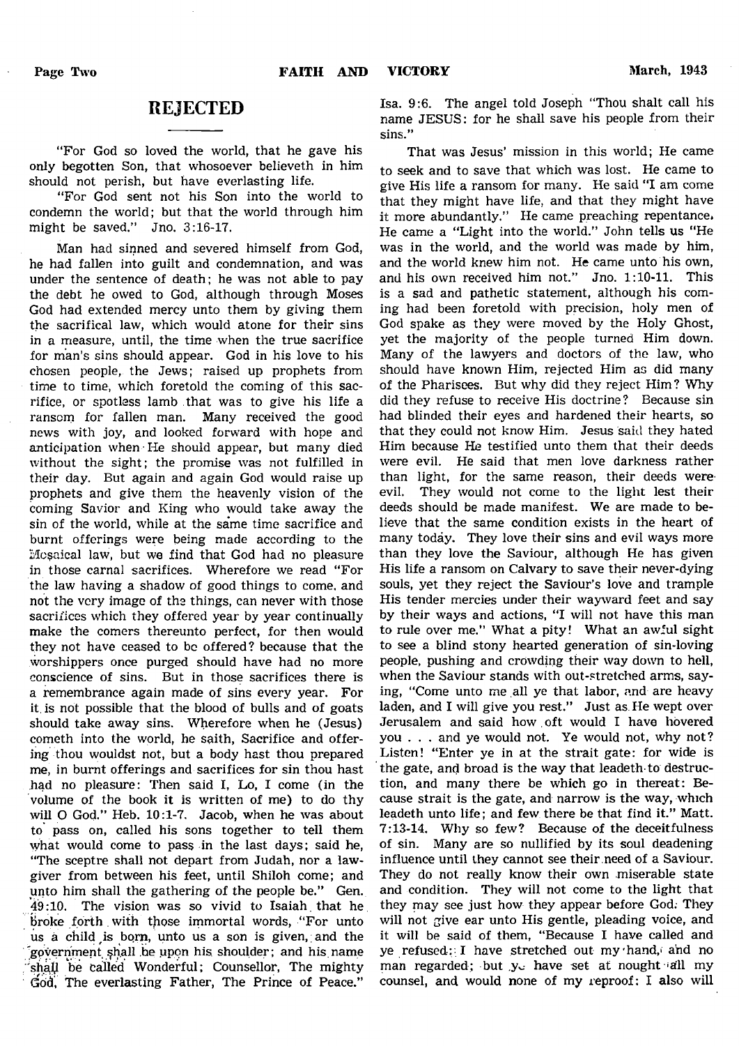# REJECTED

"For God so loved the world, that he gave his only begotten Son, that whosoever believeth in him should not perish, but have everlasting life.

"For God sent not his Son into the world to condemn the world; but that the world through him might be saved." Jno. 3:16-17.

Man had sinned and severed himself from God, he had fallen into guilt and condemnation, and was under the sentence of death; he was not able to pay the debt he owed to God, although through Moses God had extended mercy unto them by giving them the sacrifical law, which would atone for their sins in a measure, until, the time when the true sacrifice for man's sins should appear. God in his love to his chosen people, the Jews; raised up prophets from time to time, which foretold the coming of this sacrifice, or spotless lamb that was to give his life a ransom for fallen man. Many received the good news with joy, and looked forward with hope and anticipation when He should appear, but many died without the sight; the promise was not fulfilled in their day. But again and again God would raise up prophets and give them the heavenly vision of the coming Savior and King who would take away the sin of the world, while at the same time sacrifice and burnt offerings were being made according to the Mosaical law, but we find that God had no pleasure in those carnal sacrifices. Wherefore we read "For the law having a shadow of good things to come, and not the very image of the things, can never with those sacrifices which they offered year by year continually make the comers thereunto perfect, for then would they not have ceased to be offered? because that the worshippers once purged should have had no more conscience of sins. But in those sacrifices there is a remembrance again made of sins every year. For it is not possible that the blood of bulls and of goats should take away sins. Wherefore when he (Jesus) cometh into the world, he saith, Sacrifice and offering thou wouldst not, but a body hast thou prepared me, in burnt offerings and sacrifices for sin thou hast had no pleasure: Then said I, Lo, I come (in the volume of the book it is written of me) to do thy will O God." Heb. 10:1-7. Jacob, when he was about to pass on, called his sons together to tell them what would come to pass in the last days; said he, "The sceptre shall not depart from Judah, nor a lawgiver from between his feet, until Shiloh come; and unto him shall the gathering of the people be." Gen. 49:10. The vision was so vivid to Isaiah that he broke forth with those immortal words, "For unto us a child is born, unto us a son is given, and the government shall be upon his shoulder; and his name shall be called Wonderful; Counsellor, The mighty God, The everlasting Father, The Prince of Peace." Isa. 9:6. The angel told Joseph "Thou shalt call his name JESUS: for he shall save his people from their sins."

That was Jesus' mission in this world; He came to seek and to save that which was lost. He came to give His life a ransom for many. He said "I am come that they might have life, and that they might have it more abundantly." He came preaching repentance. He came a "Light into the world." John tells us "He was in the world, and the world was made by him, and the world knew him not. He came unto his own, and his own received him not." Jno. 1:10-11. This is a sad and pathetic statement, although his coming had been foretold with precision, holy men of God spake as they were moved by the Holy Ghost, yet the majority of the people turned Him down. Many of the lawyers and doctors of the law, who should have known Him, rejected Him as did many of the Pharisees. But why did they reject Him? Why did they refuse to receive His doctrine? Because sin had blinded their eyes and hardened their hearts, so that they could not know Him. Jesus said they hated Him because He testified unto them that their deeds were evil. He said that men love darkness rather than light, for the same reason, their deeds were evil. They would not come to the light lest their deeds should be made manifest. We are made to believe that the same condition exists in the heart of many today. They love their sins and evil ways more than they love the Saviour, although He has given His life a ransom on Calvary to save their never-dying souls, yet they reject the Saviour's love and trample His tender mercies under their wayward feet and say by their ways and actions, "I will not have this man to rule over me." What a pity! What an awful sight to see a blind stony hearted generation of sin-loving people, pushing and crowding their way down to hell, when the Saviour stands with out-stretched arms, saying, "Come unto me all ye that labor, and are heavy laden, and I will give you rest." Just as He wept over Jerusalem and said how oft would I have hovered you . . . and ye would not. Ye would not, why not? Listen! "Enter ye in at the strait gate: for wide is the gate, and broad is the way that leadeth to destruction, and many there be which go in thereat: Because strait is the gate, and narrow is the way, which leadeth unto life; and few there be that find it." Matt. 7:13-14. Why so few? Because of the deceitfulness of sin. Many are so nullified by its soul deadening influence until they cannot see their need of a Saviour. They do not really know their own miserable state and condition. They will not come to the light that they may see just how they appear before God. They will not give ear unto His gentle, pleading voice, and it will be said of them, "Because I have called and ye refused; I have stretched out my hand, and no man regarded; but ye have set at nought all my counsel, and would none of my reproof: I also will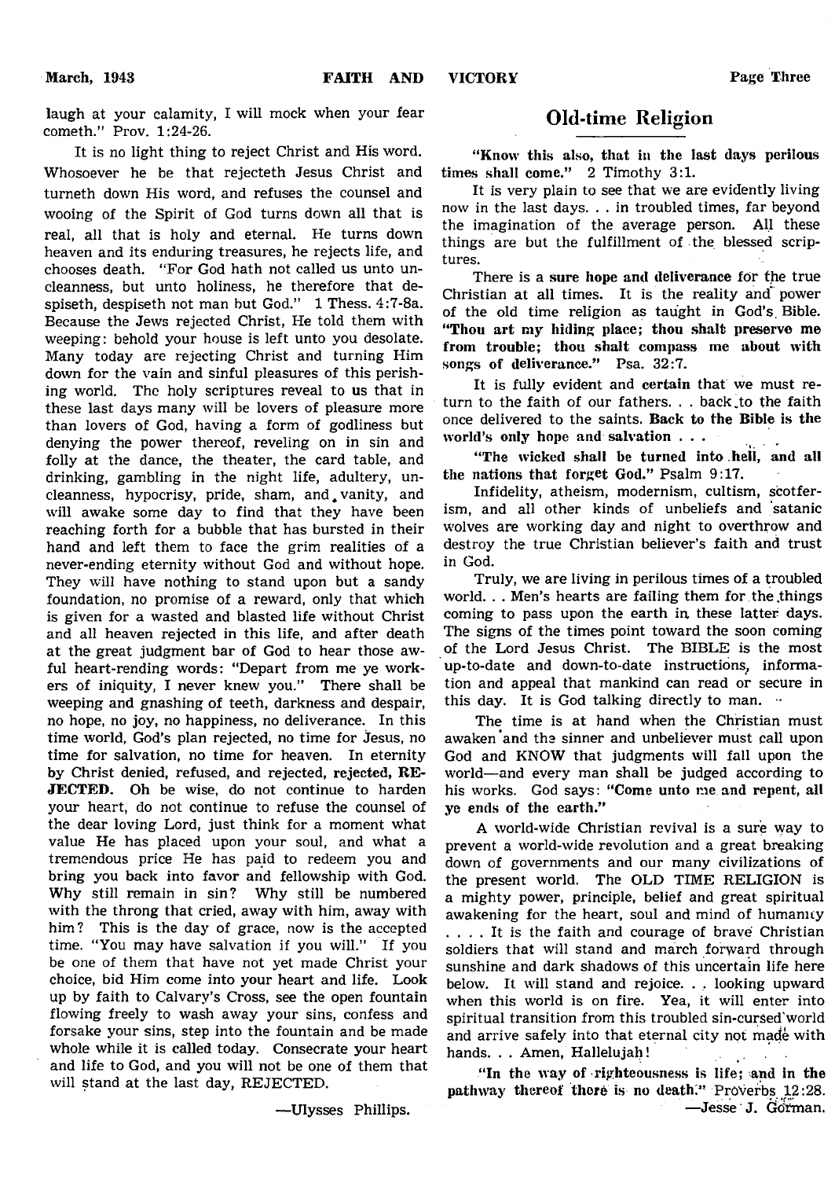laugh at your calamity, I will mock when your fear cometh." Prov. 1:24-26.

It is no light thing to reject Christ and His word. Whosoever he be that rejecteth Jesus Christ and turneth down His word, and refuses the counsel and wooing of the Spirit of God turns down all that is real, all that is holy and eternal. He turns down heaven and its enduring treasures, he rejects life, and chooses death. "For God hath not called us unto uncleanness, but unto holiness, he therefore that despiseth, despiseth not man but God." 1 Thess. 4:7-8a. Because the Jews rejected Christ, He told them with weeping: behold your house is left unto you desolate. Many today are rejecting Christ and turning Him down for the vain and sinful pleasures of this perishing world. The holy scriptures reveal to us that in these last days many will be lovers of pleasure more than lovers of God, having a form of godliness but denying the power thereof, reveling on in sin and folly at the dance, the theater, the card table, and drinking, gambling in the night life, adultery, uncleanness, hypocrisy, pride, sham, and vanity, and will awake some day to find that they have been reaching forth for a bubble that has bursted in their hand and left them to face the grim realities of a never-ending eternity without God and without hope. They will have nothing to stand upon but a sandy foundation, no promise of a reward, only that which is given for a wasted and blasted life without Christ and all heaven rejected in this life, and after death at the great judgment bar of God to hear those awful heart-rending words: "Depart from me ye workers of iniquity, I never knew you." There shall be weeping and gnashing of teeth, darkness and despair, no hope, no joy, no happiness, no deliverance. In this time world, God's plan rejected, no time for Jesus, no time for salvation, no time for heaven. In eternity by Christ denied, refused, and rejected, **rejected, REJECTED.** Oh be wise, do not continue to harden your heart, do not continue to refuse the counsel of the dear loving Lord, just think for a moment what value He has placed upon your soul, and what a tremendous price He has paid to redeem you and bring you back into favor and fellowship with God. Why still remain in sin? Why still be numbered with the throng that cried, away with him, away with him? This is the day of grace, now is the accepted time. "You may have salvation if you will." If you be one of them that have not yet made Christ your choice, bid Him come into your heart and life. Look up by faith to Calvary's Cross, see the open fountain flowing freely to wash away your sins, confess and forsake your sins, step into the fountain and be made whole while it is called today. Consecrate your heart and life to God, and you will not be one of them that will stand at the last day, REJECTED.

—Ulysses Phillips.

## Old-time Religion

**"Know this also, that in the last days perilous times shall come."** 2 Timothy 3:1.

It is very plain to see that we are evidently living now in the last days. . . in troubled times, far beyond the imagination of the average person. All these things are but the fulfillment of the blessed scriptures.

There is a **sure hope and deliverance** for the true Christian at all times. It is the reality and power of the old time religion as taught in God's Bible. **"Thou art my hiding place; thou shalt preserve me from trouble; thou shalt compass me about with songs of deliverance."** Psa. 32:7.

It is fully evident and **certain** that we must return to the faith of our fathers. . . back to the faith once delivered to the saints. **Back to the Bible is the world's only hope and salvation . . .**

**"The wicked shall be turned into hell, and all the nations that forget God."** Psalm 9:17.

Infidelity, atheism, modernism, cultism, scofferism, and all other kinds of unbeliefs and satanic wolves are working day and night to overthrow and destroy the true Christian believer's faith and trust in God.

Truly, we are living in perilous times of a troubled world. . . Men's hearts are failing them for the things coming to pass upon the earth in these latter days. The signs of the times point toward the soon coming of the Lord Jesus Christ. The BIBLE is the most up-to-date and down-to-date instructions, information and appeal that mankind can read or secure in this day. It is God talking directly to man.

The time is at hand when the Christian must awaken and the sinner and unbeliever must call upon God and KNOW that judgments will fall upon the world—and every man shall be judged according to his works. God says: **"Come unto me and repent, all ye ends of the earth."**

A world-wide Christian revival is a sure way to prevent a world-wide revolution and a great breaking down of governments and our many civilizations of the present world. The OLD TIME RELIGION is a mighty power, principle, belief and great spiritual awakening for the heart, soul and mind of humanity . . . . It is the faith and courage of brave Christian soldiers that will stand and march forward through sunshine and dark shadows of this uncertain life here below. It will stand and rejoice. . . looking upward when this world is on fire. Yea, it will enter into spiritual transition from this troubled sin-cursed world and arrive safely into that eternal city not made with hands. . . Amen, Hallelujah!

**"In the way of righteousness is life; and in the pathway thereof there is no death."** Proverbs 12:28.

—Jesse J. Gorman.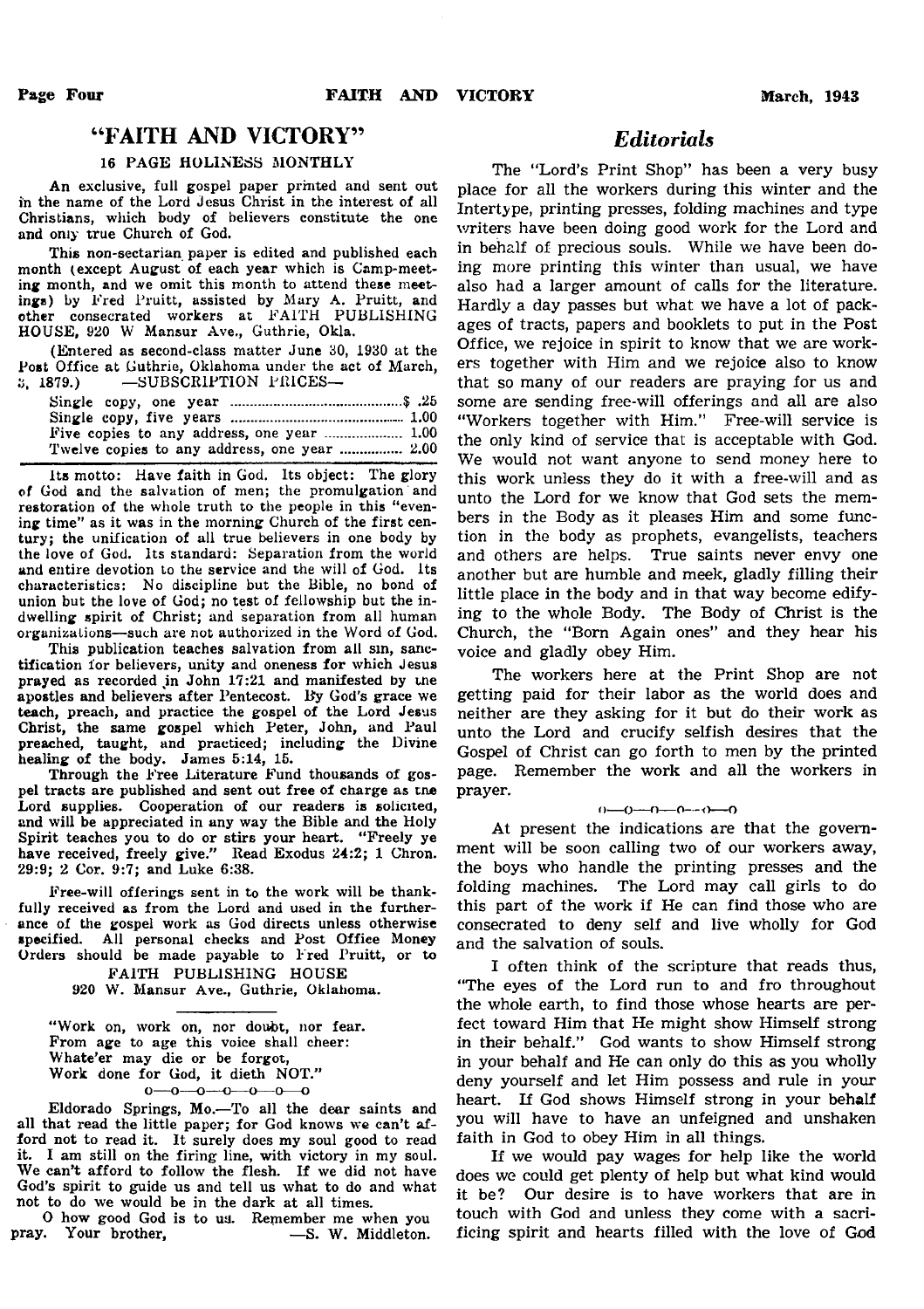# "FAITH AND VICTORY"

## 16 PAGE HOLINESS MONTHLY

An exclusive, full gospel paper printed and sent out in the name of the Lord Jesus Christ in the interest of all Christians, which body of believers constitute the one and only true Church of God.

This non-sectarian paper is edited and published each month (except August of each year which is Camp-meeting month, and we omit this month to attend these meetings) by Fred Pruitt, assisted by Mary A. Pruitt, and other consecrated workers at FAITH PUBLISHING HOUSE, 920 W Mansur Ave., Guthrie, Okla.

(Entered as second-class matter June 30, 1930 at the Post Office at Guthrie, Oklahoma under the act of March, 3, 1879.) —SUBSCRIPTION PRICES—

| | |
|---|---|
| Single copy, one year | $ .25 |
| Single copy, five years | 1.00 |
| Five copies to any address, one year | 1.00 |
| Twelve copies to any address, one year | 2.00 |

Its motto: Have faith in God. Its object: The glory of God and the salvation of men; the promulgation and restoration of the whole truth to the people in this "evening time" as it was in the morning Church of the first century; the unification of all true believers in one body by the love of God. Its standard: Separation from the world and entire devotion to the service and the will of God. Its characteristics: No discipline but the Bible, no bond of union but the love of God; no test of fellowship but the indwelling spirit of Christ; and separation from all human organizations—such are not authorized in the Word of God.

This publication teaches salvation from all sin, sanctification for believers, unity and oneness for which Jesus prayed as recorded in John 17:21 and manifested by the apostles and believers after Pentecost. By God's grace we teach, preach, and practice the gospel of the Lord Jesus Christ, the same gospel which Peter, John, and Paul preached, taught, and practiced; including the Divine healing of the body. James 5:14, 15.

Through the Free Literature Fund thousands of gospel tracts are published and sent out free of charge as tne Lord supplies. Cooperation of our readers is solicited, and will be appreciated in any way the Bible and the Holy Spirit teaches you to do or stirs your heart. "Freely ye have received, freely give." Read Exodus 24:2; 1 Chron. 29:9; 2 Cor. 9:7; and Luke 6:38.

Free-will offerings sent in to the work will be thankfully received as from the Lord and used in the furtherance of the gospel work as God directs unless otherwise specified. All personal checks and Post Officee Money Orders should be made payable to Fred Pruitt, or to

FAITH PUBLISHING HOUSE
920 W. Mansur Ave., Guthrie, Oklahoma.

---

"Work on, work on, nor doubt, nor fear.
From age to age this voice shall cheer:
Whate'er may die or be forgot,
Work done for God, it dieth NOT."

o—o—o—o—o—o—o

Eldorado Springs, Mo.—To all the dear saints and all that read the little paper; for God knows we can't afford not to read it. It surely does my soul good to read it. I am still on the firing line, with victory in my soul. We can't afford to follow the flesh. If we did not have God's spirit to guide us and tell us what to do and what not to do we would be in the dark at all times.

O how good God is to us. Remember me when you pray. Your brother, —S. W. Middleton.

# *Editorials*

The "Lord's Print Shop" has been a very busy place for all the workers during this winter and the Intertype, printing presses, folding machines and type writers have been doing good work for the Lord and in behalf of precious souls. While we have been doing more printing this winter than usual, we have also had a larger amount of calls for the literature. Hardly a day passes but what we have a lot of packages of tracts, papers and booklets to put in the Post Office, we rejoice in spirit to know that we are workers together with Him and we rejoice also to know that so many of our readers are praying for us and some are sending free-will offerings and all are also "Workers together with Him." Free-will service is the only kind of service that is acceptable with God. We would not want anyone to send money here to this work unless they do it with a free-will and as unto the Lord for we know that God sets the members in the Body as it pleases Him and some function in the body as prophets, evangelists, teachers and others are helps. True saints never envy one another but are humble and meek, gladly filling their little place in the body and in that way become edifying to the whole Body. The Body of Christ is the Church, the "Born Again ones" and they hear his voice and gladly obey Him.

The workers here at the Print Shop are not getting paid for their labor as the world does and neither are they asking for it but do their work as unto the Lord and crucify selfish desires that the Gospel of Christ can go forth to men by the printed page. Remember the work and all the workers in prayer.

o—o—o—o—o—o

At present the indications are that the government will be soon calling two of our workers away, the boys who handle the printing presses and the folding machines. The Lord may call girls to do this part of the work if He can find those who are consecrated to deny self and live wholly for God and the salvation of souls.

I often think of the scripture that reads thus, "The eyes of the Lord run to and fro throughout the whole earth, to find those whose hearts are perfect toward Him that He might show Himself strong in their behalf." God wants to show Himself strong in your behalf and He can only do this as you wholly deny yourself and let Him possess and rule in your heart. If God shows Himself strong in your behalf you will have to have an unfeigned and unshaken faith in God to obey Him in all things.

If we would pay wages for help like the world does we could get plenty of help but what kind would it be? Our desire is to have workers that are in touch with God and unless they come with a sacrificing spirit and hearts filled with the love of God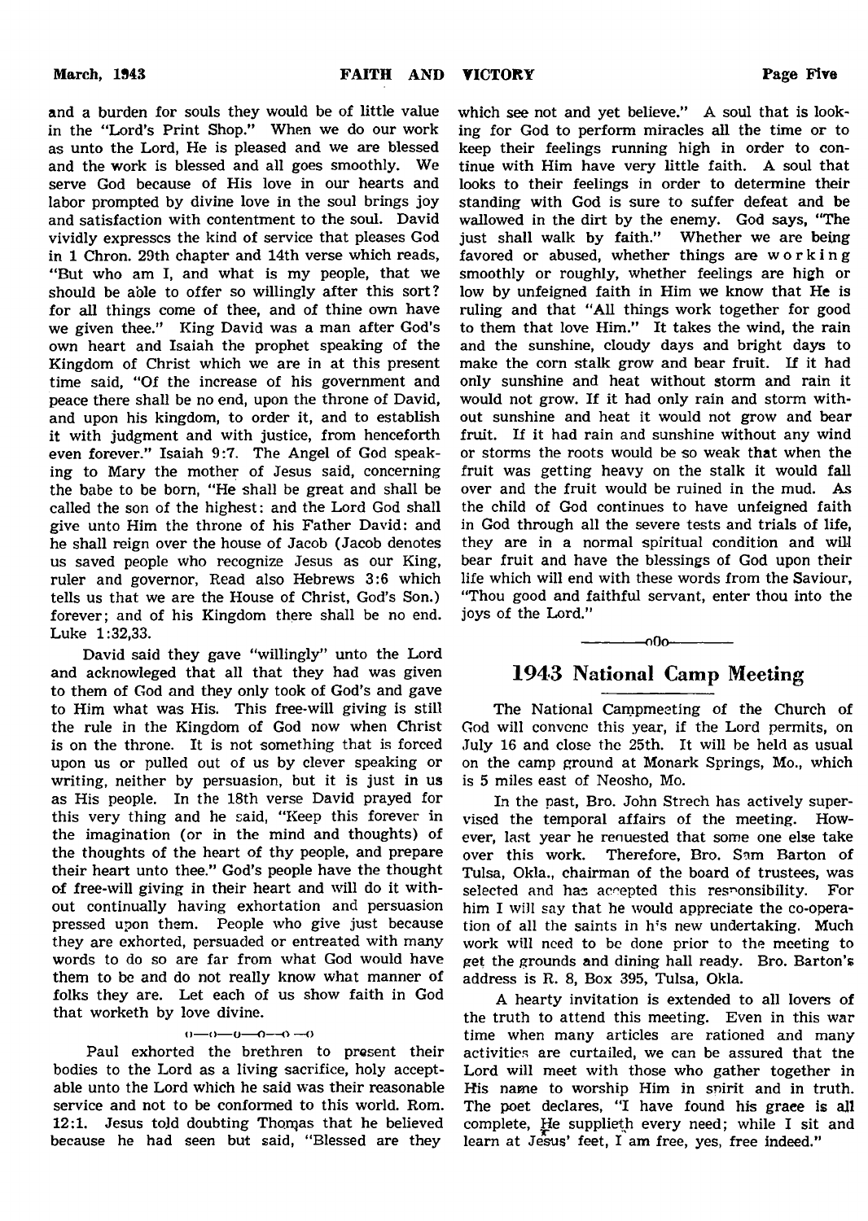and a burden for souls they would be of little value in the "Lord's Print Shop." When we do our work as unto the Lord, He is pleased and we are blessed and the work is blessed and all goes smoothly. We serve God because of His love in our hearts and labor prompted by divine love in the soul brings joy and satisfaction with contentment to the soul. David vividly expresses the kind of service that pleases God in 1 Chron. 29th chapter and 14th verse which reads, "But who am I, and what is my people, that we should be able to offer so willingly after this sort? for all things come of thee, and of thine own have we given thee." King David was a man after God's own heart and Isaiah the prophet speaking of the Kingdom of Christ which we are in at this present time said, "Of the increase of his government and peace there shall be no end, upon the throne of David, and upon his kingdom, to order it, and to establish it with judgment and with justice, from henceforth even forever." Isaiah 9:7. The Angel of God speaking to Mary the mother of Jesus said, concerning the babe to be born, "He shall be great and shall be called the son of the highest: and the Lord God shall give unto Him the throne of his Father David: and he shall reign over the house of Jacob (Jacob denotes us saved people who recognize Jesus as our King, ruler and governor, Read also Hebrews 3:6 which tells us that we are the House of Christ, God's Son.) forever; and of his Kingdom there shall be no end. Luke 1:32,33.

David said they gave "willingly" unto the Lord and acknowleged that all that they had was given to them of God and they only took of God's and gave to Him what was His. This free-will giving is still the rule in the Kingdom of God now when Christ is on the throne. It is not something that is forced upon us or pulled out of us by clever speaking or writing, neither by persuasion, but it is just in us as His people. In the 18th verse David prayed for this very thing and he said, "Keep this forever in the imagination (or in the mind and thoughts) of the thoughts of the heart of thy people, and prepare their heart unto thee." God's people have the thought of free-will giving in their heart and will do it without continually having exhortation and persuasion pressed upon them. People who give just because they are exhorted, persuaded or entreated with many words to do so are far from what God would have them to be and do not really know what manner of folks they are. Let each of us show faith in God that worketh by love divine.

o—o—o—o—o—o

Paul exhorted the brethren to present their bodies to the Lord as a living sacrifice, holy acceptable unto the Lord which he said was their reasonable service and not to be conformed to this world. Rom. 12:1. Jesus told doubting Thomas that he believed because he had seen but said, "Blessed are they which see not and yet believe." A soul that is looking for God to perform miracles all the time or to keep their feelings running high in order to continue with Him have very little faith. A soul that looks to their feelings in order to determine their standing with God is sure to suffer defeat and be wallowed in the dirt by the enemy. God says, "The just shall walk by faith." Whether we are being favored or abused, whether things are working smoothly or roughly, whether feelings are high or low by unfeigned faith in Him we know that He is ruling and that "All things work together for good to them that love Him." It takes the wind, the rain and the sunshine, cloudy days and bright days to make the corn stalk grow and bear fruit. If it had only sunshine and heat without storm and rain it would not grow. If it had only rain and storm without sunshine and heat it would not grow and bear fruit. If it had rain and sunshine without any wind or storms the roots would be so weak that when the fruit was getting heavy on the stalk it would fall over and the fruit would be ruined in the mud. As the child of God continues to have unfeigned faith in God through all the severe tests and trials of life, they are in a normal spiritual condition and will bear fruit and have the blessings of God upon their life which will end with these words from the Saviour, "Thou good and faithful servant, enter thou into the joys of the Lord."

———o0o———

## 1943 National Camp Meeting

The National Campmeeting of the Church of God will convene this year, if the Lord permits, on July 16 and close the 25th. It will be held as usual on the camp ground at Monark Springs, Mo., which is 5 miles east of Neosho, Mo.

In the past, Bro. John Strech has actively supervised the temporal affairs of the meeting. However, last year he requested that some one else take over this work. Therefore, Bro. Sam Barton of Tulsa, Okla., chairman of the board of trustees, was selected and has accepted this responsibility. For him I will say that he would appreciate the co-operation of all the saints in his new undertaking. Much work will need to be done prior to the meeting to get the grounds and dining hall ready. Bro. Barton's address is R. 8, Box 395, Tulsa, Okla.

A hearty invitation is extended to all lovers of the truth to attend this meeting. Even in this war time when many articles are rationed and many activities are curtailed, we can be assured that the Lord will meet with those who gather together in His name to worship Him in spirit and in truth. The poet declares, "I have found his grace is all complete, He supplieth every need; while I sit and learn at Jesus' feet, I am free, yes, free indeed."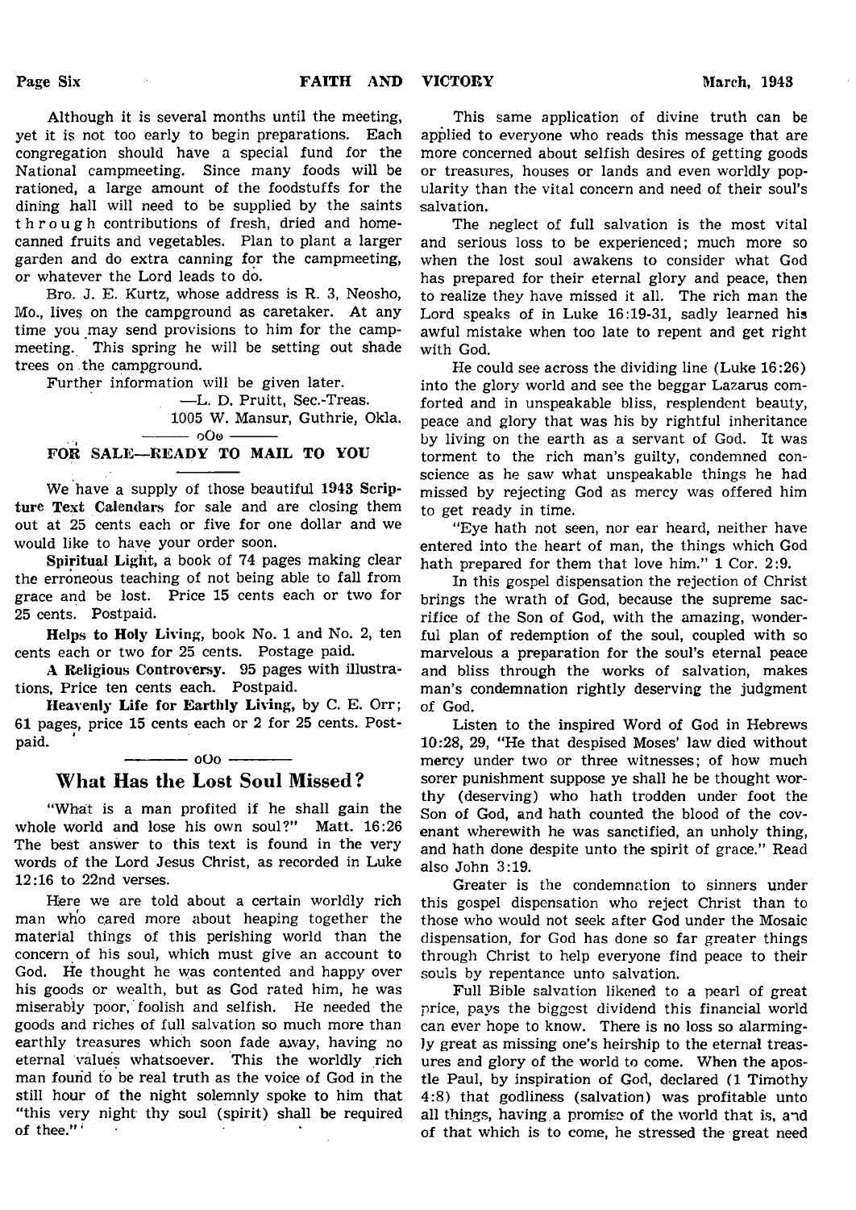Although it is several months until the meeting, yet it is not too early to begin preparations. Each congregation should have a special fund for the National campmeeting. Since many foods will be rationed, a large amount of the foodstuffs for the dining hall will need to be supplied by the saints through contributions of fresh, dried and home-canned fruits and vegetables. Plan to plant a larger garden and do extra canning for the campmeeting, or whatever the Lord leads to do.

Bro. J. E. Kurtz, whose address is R. 3, Neosho, Mo., lives on the campground as caretaker. At any time you may send provisions to him for the campmeeting. This spring he will be setting out shade trees on the campground.

Further information will be given later.

—L. D. Pruitt, Sec.-Treas.
1005 W. Mansur, Guthrie, Okla.

oOo

## FOR SALE—READY TO MAIL TO YOU

We have a supply of those beautiful **1943 Scripture Text Calendars** for sale and are closing them out at 25 cents each or five for one dollar and we would like to have your order soon.

**Spiritual Light**, a book of 74 pages making clear the erroneous teaching of not being able to fall from grace and be lost. Price 15 cents each or two for 25 cents. Postpaid.

**Helps to Holy Living**, book No. 1 and No. 2, ten cents each or two for 25 cents. Postage paid.

**A Religious Controversy**. 95 pages with illustrations, Price ten cents each. Postpaid.

**Heavenly Life for Earthly Living**, by C. E. Orr; 61 pages, price 15 cents each or 2 for 25 cents. Postpaid.

oOo

## What Has the Lost Soul Missed?

"What is a man profited if he shall gain the whole world and lose his own soul?" Matt. 16:26 The best answer to this text is found in the very words of the Lord Jesus Christ, as recorded in Luke 12:16 to 22nd verses.

Here we are told about a certain worldly rich man who cared more about heaping together the material things of this perishing world than the concern of his soul, which must give an account to God. He thought he was contented and happy over his goods or wealth, but as God rated him, he was miserably poor, foolish and selfish. He needed the goods and riches of full salvation so much more than earthly treasures which soon fade away, having no eternal values whatsoever. This the worldly rich man found to be real truth as the voice of God in the still hour of the night solemnly spoke to him that "this very night thy soul (spirit) shall be required of thee."

This same application of divine truth can be applied to everyone who reads this message that are more concerned about selfish desires of getting goods or treasures, houses or lands and even worldly popularity than the vital concern and need of their soul's salvation.

The neglect of full salvation is the most vital and serious loss to be experienced; much more so when the lost soul awakens to consider what God has prepared for their eternal glory and peace, then to realize they have missed it all. The rich man the Lord speaks of in Luke 16:19-31, sadly learned his awful mistake when too late to repent and get right with God.

He could see across the dividing line (Luke 16:26) into the glory world and see the beggar Lazarus comforted and in unspeakable bliss, resplendent beauty, peace and glory that was his by rightful inheritance by living on the earth as a servant of God. It was torment to the rich man's guilty, condemned conscience as he saw what unspeakable things he had missed by rejecting God as mercy was offered him to get ready in time.

"Eye hath not seen, nor ear heard, neither have entered into the heart of man, the things which God hath prepared for them that love him." 1 Cor. 2:9.

In this gospel dispensation the rejection of Christ brings the wrath of God, because the supreme sacrifice of the Son of God, with the amazing, wonderful plan of redemption of the soul, coupled with so marvelous a preparation for the soul's eternal peace and bliss through the works of salvation, makes man's condemnation rightly deserving the judgment of God.

Listen to the inspired Word of God in Hebrews 10:28, 29, "He that despised Moses' law died without mercy under two or three witnesses; of how much sorer punishment suppose ye shall he be thought worthy (deserving) who hath trodden under foot the Son of God, and hath counted the blood of the covenant wherewith he was sanctified, an unholy thing, and hath done despite unto the spirit of grace." Read also John 3:19.

Greater is the condemnation to sinners under this gospel dispensation who reject Christ than to those who would not seek after God under the Mosaic dispensation, for God has done so far greater things through Christ to help everyone find peace to their souls by repentance unto salvation.

Full Bible salvation likened to a pearl of great price, pays the biggest dividend this financial world can ever hope to know. There is no loss so alarmingly great as missing one's heirship to the eternal treasures and glory of the world to come. When the apostle Paul, by inspiration of God, declared (1 Timothy 4:8) that godliness (salvation) was profitable unto all things, having a promise of the world that is, and of that which is to come, he stressed the great need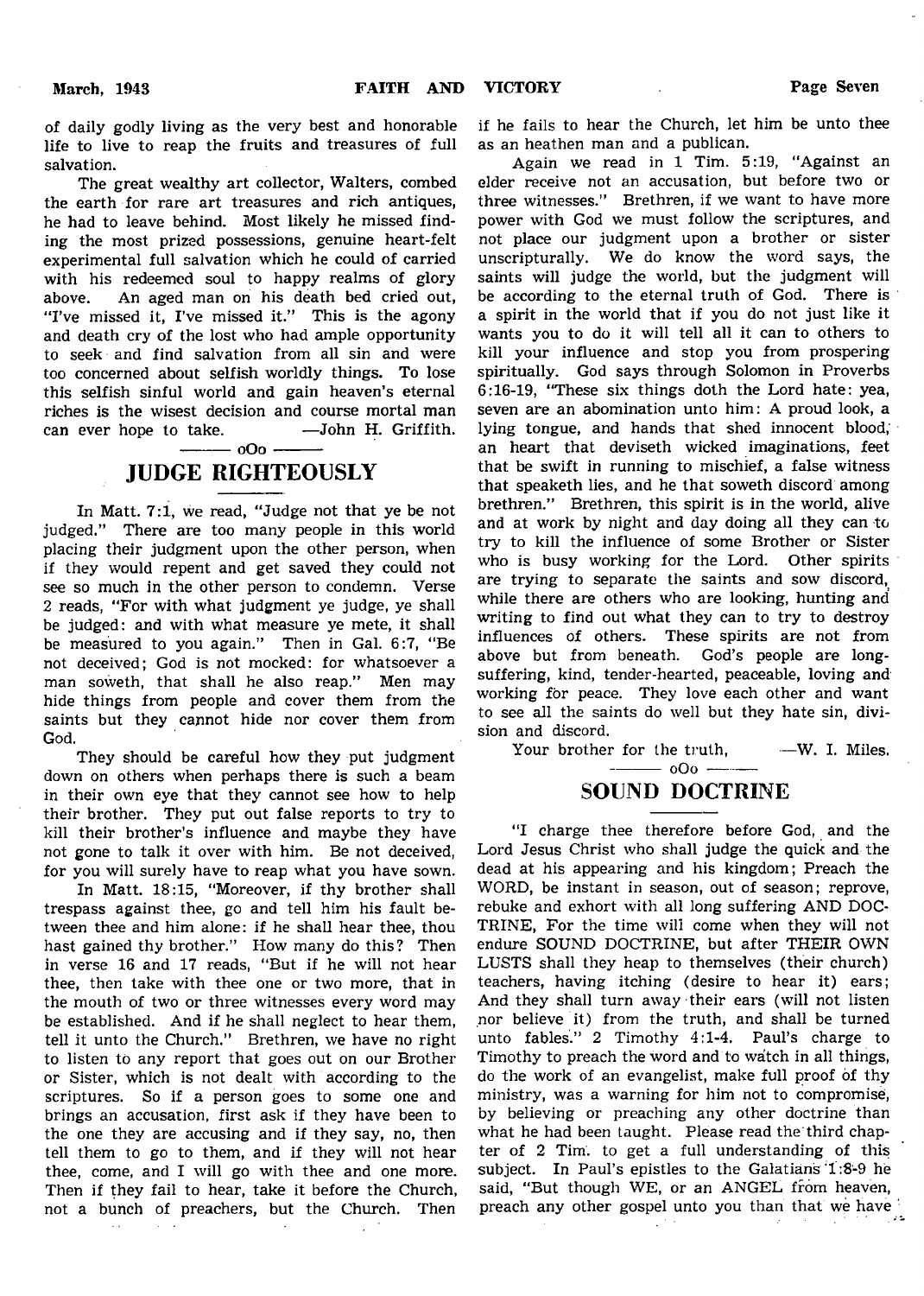of daily godly living as the very best and honorable life to live to reap the fruits and treasures of full salvation.

The great wealthy art collector, Walters, combed the earth for rare art treasures and rich antiques, he had to leave behind. Most likely he missed finding the most prized possessions, genuine heart-felt experimental full salvation which he could of carried with his redeemed soul to happy realms of glory above. An aged man on his death bed cried out, "I've missed it, I've missed it." This is the agony and death cry of the lost who had ample opportunity to seek and find salvation from all sin and were too concerned about selfish worldly things. To lose this selfish sinful world and gain heaven's eternal riches is the wisest decision and course mortal man can ever hope to take. —John H. Griffith.

———— oOo ————

## JUDGE RIGHTEOUSLY

In Matt. 7:1, we read, "Judge not that ye be not judged." There are too many people in this world placing their judgment upon the other person, when if they would repent and get saved they could not see so much in the other person to condemn. Verse 2 reads, "For with what judgment ye judge, ye shall be judged: and with what measure ye mete, it shall be measured to you again." Then in Gal. 6:7, "Be not deceived; God is not mocked: for whatsoever a man soweth, that shall he also reap." Men may hide things from people and cover them from the saints but they cannot hide nor cover them from God.

They should be careful how they put judgment down on others when perhaps there is such a beam in their own eye that they cannot see how to help their brother. They put out false reports to try to kill their brother's influence and maybe they have not gone to talk it over with him. Be not deceived, for you will surely have to reap what you have sown.

In Matt. 18:15, "Moreover, if thy brother shall trespass against thee, go and tell him his fault between thee and him alone: if he shall hear thee, thou hast gained thy brother." How many do this? Then in verse 16 and 17 reads, "But if he will not hear thee, then take with thee one or two more, that in the mouth of two or three witnesses every word may be established. And if he shall neglect to hear them, tell it unto the Church." Brethren, we have no right to listen to any report that goes out on our Brother or Sister, which is not dealt with according to the scriptures. So if a person goes to some one and brings an accusation, first ask if they have been to the one they are accusing and if they say, no, then tell them to go to them, and if they will not hear thee, come, and I will go with thee and one more. Then if they fail to hear, take it before the Church, not a bunch of preachers, but the Church. Then if he fails to hear the Church, let him be unto thee as an heathen man and a publican.

Again we read in 1 Tim. 5:19, "Against an elder receive not an accusation, but before two or three witnesses." Brethren, if we want to have more power with God we must follow the scriptures, and not place our judgment upon a brother or sister unscripturally. We do know the word says, the saints will judge the world, but the judgment will be according to the eternal truth of God. There is a spirit in the world that if you do not just like it wants you to do it will tell all it can to others to kill your influence and stop you from prospering spiritually. God says through Solomon in Proverbs 6:16-19, "These six things doth the Lord hate: yea, seven are an abomination unto him: A proud look, a lying tongue, and hands that shed innocent blood, an heart that deviseth wicked imaginations, feet that be swift in running to mischief, a false witness that speaketh lies, and he that soweth discord among brethren." Brethren, this spirit is in the world, alive and at work by night and day doing all they can to try to kill the influence of some Brother or Sister who is busy working for the Lord. Other spirits are trying to separate the saints and sow discord, while there are others who are looking, hunting and writing to find out what they can to try to destroy influences of others. These spirits are not from above but from beneath. God's people are long-suffering, kind, tender-hearted, peaceable, loving and working for peace. They love each other and want to see all the saints do well but they hate sin, division and discord.

Your brother for the truth, —W. I. Miles.

———— oOo ————

## SOUND DOCTRINE

"I charge thee therefore before God, and the Lord Jesus Christ who shall judge the quick and the dead at his appearing and his kingdom; Preach the WORD, be instant in season, out of season; reprove, rebuke and exhort with all long suffering AND DOCTRINE, For the time will come when they will not endure SOUND DOCTRINE, but after THEIR OWN LUSTS shall they heap to themselves (their church) teachers, having itching (desire to hear it) ears; And they shall turn away their ears (will not listen nor believe it) from the truth, and shall be turned unto fables." 2 Timothy 4:1-4. Paul's charge to Timothy to preach the word and to watch in all things, do the work of an evangelist, make full proof of thy ministry, was a warning for him not to compromise, by believing or preaching any other doctrine than what he had been taught. Please read the third chapter of 2 Tim. to get a full understanding of this subject. In Paul's epistles to the Galatians 1:8-9 he said, "But though WE, or an ANGEL from heaven, preach any other gospel unto you than that we have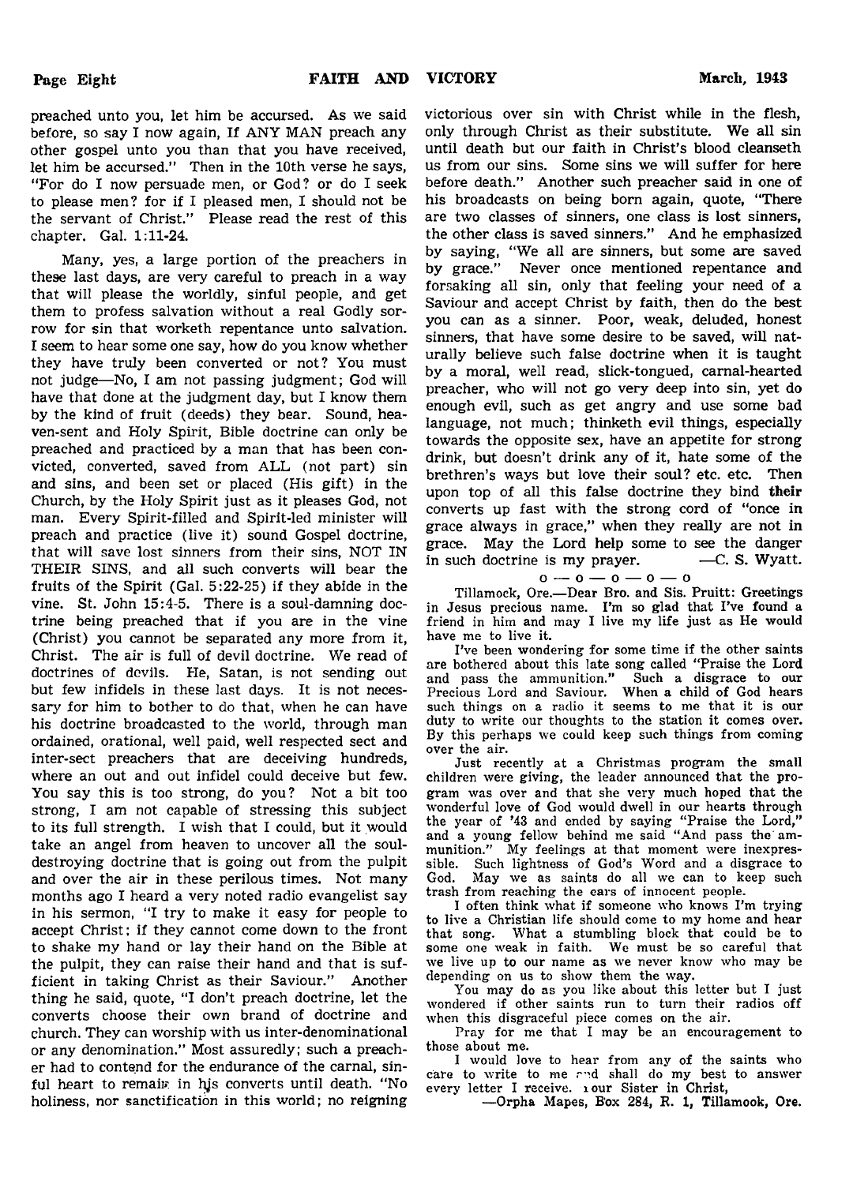preached unto you, let him be accursed. As we said before, so say I now again, If ANY MAN preach any other gospel unto you than that you have received, let him be accursed." Then in the 10th verse he says, "For do I now persuade men, or God? or do I seek to please men? for if I pleased men, I should not be the servant of Christ." Please read the rest of this chapter. Gal. 1:11-24.

Many, yes, a large portion of the preachers in these last days, are very careful to preach in a way that will please the worldly, sinful people, and get them to profess salvation without a real Godly sorrow for sin that worketh repentance unto salvation. I seem to hear some one say, how do you know whether they have truly been converted or not? You must not judge—No, I am not passing judgment; God will have that done at the judgment day, but I know them by the kind of fruit (deeds) they bear. Sound, heaven-sent and Holy Spirit, Bible doctrine can only be preached and practiced by a man that has been convicted, converted, saved from ALL (not part) sin and sins, and been set or placed (His gift) in the Church, by the Holy Spirit just as it pleases God, not man. Every Spirit-filled and Spirit-led minister will preach and practice (live it) sound Gospel doctrine, that will save lost sinners from their sins, NOT IN THEIR SINS, and all such converts will bear the fruits of the Spirit (Gal. 5:22-25) if they abide in the vine. St. John 15:4-5. There is a soul-damning doctrine being preached that if you are in the vine (Christ) you cannot be separated any more from it, Christ. The air is full of devil doctrine. We read of doctrines of devils. He, Satan, is not sending out but few infidels in these last days. It is not necessary for him to bother to do that, when he can have his doctrine broadcasted to the world, through man ordained, orational, well paid, well respected sect and inter-sect preachers that are deceiving hundreds, where an out and out infidel could deceive but few. You say this is too strong, do you? Not a bit too strong, I am not capable of stressing this subject to its full strength. I wish that I could, but it would take an angel from heaven to uncover all the soul-destroying doctrine that is going out from the pulpit and over the air in these perilous times. Not many months ago I heard a very noted radio evangelist say in his sermon, "I try to make it easy for people to accept Christ; if they cannot come down to the front to shake my hand or lay their hand on the Bible at the pulpit, they can raise their hand and that is sufficient in taking Christ as their Saviour." Another thing he said, quote, "I don't preach doctrine, let the converts choose their own brand of doctrine and church. They can worship with us inter-denominational or any denomination." Most assuredly; such a preacher had to contend for the endurance of the carnal, sinful heart to remain in his converts until death. "No holiness, nor sanctification in this world; no reigning victorious over sin with Christ while in the flesh, only through Christ as their substitute. We all sin until death but our faith in Christ's blood cleanseth us from our sins. Some sins we will suffer for here before death." Another such preacher said in one of his broadcasts on being born again, quote, "There are two classes of sinners, one class is lost sinners, the other class is saved sinners." And he emphasized by saying, "We all are sinners, but some are saved by grace." Never once mentioned repentance and forsaking all sin, only that feeling your need of a Saviour and accept Christ by faith, then do the best you can as a sinner. Poor, weak, deluded, honest sinners, that have some desire to be saved, will naturally believe such false doctrine when it is taught by a moral, well read, slick-tongued, carnal-hearted preacher, who will not go very deep into sin, yet do enough evil, such as get angry and use some bad language, not much; thinketh evil things, especially towards the opposite sex, have an appetite for strong drink, but doesn't drink any of it, hate some of the brethren's ways but love their soul? etc. etc. Then upon top of all this false doctrine they bind **their** converts up fast with the strong cord of "once in grace always in grace," when they really are not in grace. May the Lord help some to see the danger in such doctrine is my prayer. —C. S. Wyatt.

o — o — o — o — o

Tillamock, Ore.—Dear Bro. and Sis. Pruitt: Greetings in Jesus precious name. I'm so glad that I've found a friend in him and may I live my life just as He would have me to live it.

I've been wondering for some time if the other saints are bothered about this late song called "Praise the Lord and pass the ammunition." Such a disgrace to our Precious Lord and Saviour. When a child of God hears such things on a radio it seems to me that it is our duty to write our thoughts to the station it comes over. By this perhaps we could keep such things from coming over the air.

Just recently at a Christmas program the small children were giving, the leader announced that the program was over and that she very much hoped that the wonderful love of God would dwell in our hearts through the year of '43 and ended by saying "Praise the Lord," and a young fellow behind me said "And pass the ammunition." My feelings at that moment were inexpressible. Such lightness of God's Word and a disgrace to God. May we as saints do all we can to keep such trash from reaching the ears of innocent people.

I often think what if someone who knows I'm trying to live a Christian life should come to my home and hear that song. What a stumbling block that could be to some one weak in faith. We must be so careful that we live up to our name as we never know who may be depending on us to show them the way.

You may do as you like about this letter but I just wondered if other saints run to turn their radios off when this disgraceful piece comes on the air.

Pray for me that I may be an encouragement to those about me.

I would love to hear from any of the saints who care to write to me and shall do my best to answer every letter I receive. Your Sister in Christ,

—Orpha Mapes, Box 284, R. 1, Tillamook, Ore.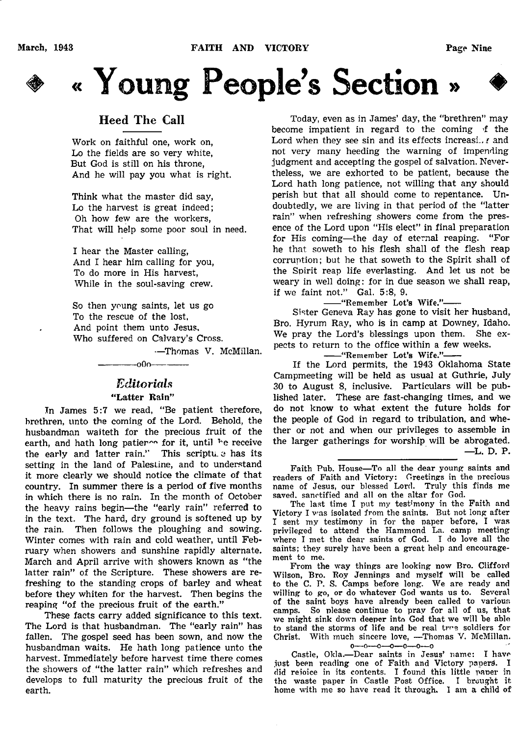# « Young People's Section »

## Heed The Call

Work on faithful one, work on,
Lo the fields are so very white,
But God is still on his throne,
And he will pay you what is right.

Think what the master did say,
Lo the harvest is great indeed;
Oh how few are the workers,
That will help some poor soul in need.

I hear the Master calling,
And I hear him calling for you,
To do more in His harvest,
While in the soul-saving crew.

So then young saints, let us go
To the rescue of the lost,
And point them unto Jesus,
Who suffered on Calvary's Cross.

—Thomas V. McMillan.

———o0o———

## *Editorials*

### "Latter Rain"

In James 5:7 we read, "Be patient therefore, brethren, unto the coming of the Lord. Behold, the husbandman waiteth for the precious fruit of the earth, and hath long patience for it, until he receive the early and latter rain." This scripture has its setting in the land of Palestine, and to understand it more clearly we should notice the climate of that country. In summer there is a period of five months in which there is no rain. In the month of October the heavy rains begin—the "early rain" referred to in the text. The hard, dry ground is softened up by the rain. Then follows the ploughing and sowing. Winter comes with rain and cold weather, until February when showers and sunshine rapidly alternate. March and April arrive with showers known as "the latter rain" of the Scripture. These showers are refreshing to the standing crops of barley and wheat before they whiten for the harvest. Then begins the reaping "of the precious fruit of the earth."

These facts carry added significance to this text. The Lord is that husbandman. The "early rain" has fallen. The gospel seed has been sown, and now the husbandman waits. He hath long patience unto the harvest. Immediately before harvest time there comes the showers of "the latter rain" which refreshes and develops to full maturity the precious fruit of the earth.

Today, even as in James' day, the "brethren" may become impatient in regard to the coming of the Lord when they see sin and its effects increasing and not very many heeding the warning of impending judgment and accepting the gospel of salvation. Nevertheless, we are exhorted to be patient, because the Lord hath long patience, not willing that any should perish but that all should come to repentance. Undoubtedly, we are living in that period of the "latter rain" when refreshing showers come from the presence of the Lord upon "His elect" in final preparation for His coming—the day of eternal reaping. "For he that soweth to his flesh shall of the flesh reap corruption; but he that soweth to the Spirit shall of the Spirit reap life everlasting. And let us not be weary in well doing: for in due season we shall reap, if we faint not." Gal. 5:8, 9.

——"Remember Lot's Wife."——

Sister Geneva Ray has gone to visit her husband, Bro. Hyrum Ray, who is in camp at Downey, Idaho. We pray the Lord's blessings upon them. She expects to return to the office within a few weeks.

——"Remember Lot's Wife."——

If the Lord permits, the 1943 Oklahoma State Campmeeting will be held as usual at Guthrie, July 30 to August 8, inclusive. Particulars will be published later. These are fast-changing times, and we do not know to what extent the future holds for the people of God in regard to tribulation, and whether or not and when our privileges to assemble in the larger gatherings for worship will be abrogated.

—L. D. P.

Faith Pub. House—To all the dear young saints and readers of Faith and Victory: Greetings in the precious name of Jesus, our blessed Lord. Truly this finds me saved, sanctified and all on the altar for God.

The last time I put my testimony in the Faith and Victory I was isolated from the saints. But not long after I sent my testimony in for the paper before, I was privileged to attend the Hammond La. camp meeting where I met the dear saints of God. I do love all the saints; they surely have been a great help and encouragement to me.

From the way things are looking now Bro. Clifford Wilson, Bro. Roy Jennings and myself will be called to the C. P. S. Camps before long. We are ready and willing to go, or do whatever God wants us to. Several of the saint boys have already been called to various camps. So please continue to pray for all of us, that we might sink down deeper into God that we will be able to stand the storms of life and be real true soldiers for Christ. With much sincere love, —Thomas V. McMillan.

o—o—o—o—o—o—o

Castle, Okla.—Dear saints in Jesus' name: I have just been reading one of Faith and Victory papers. I did rejoice in its contents. I found this little paper in the waste paper in Castle Post Office. I brought it home with me so have read it through. I am a child of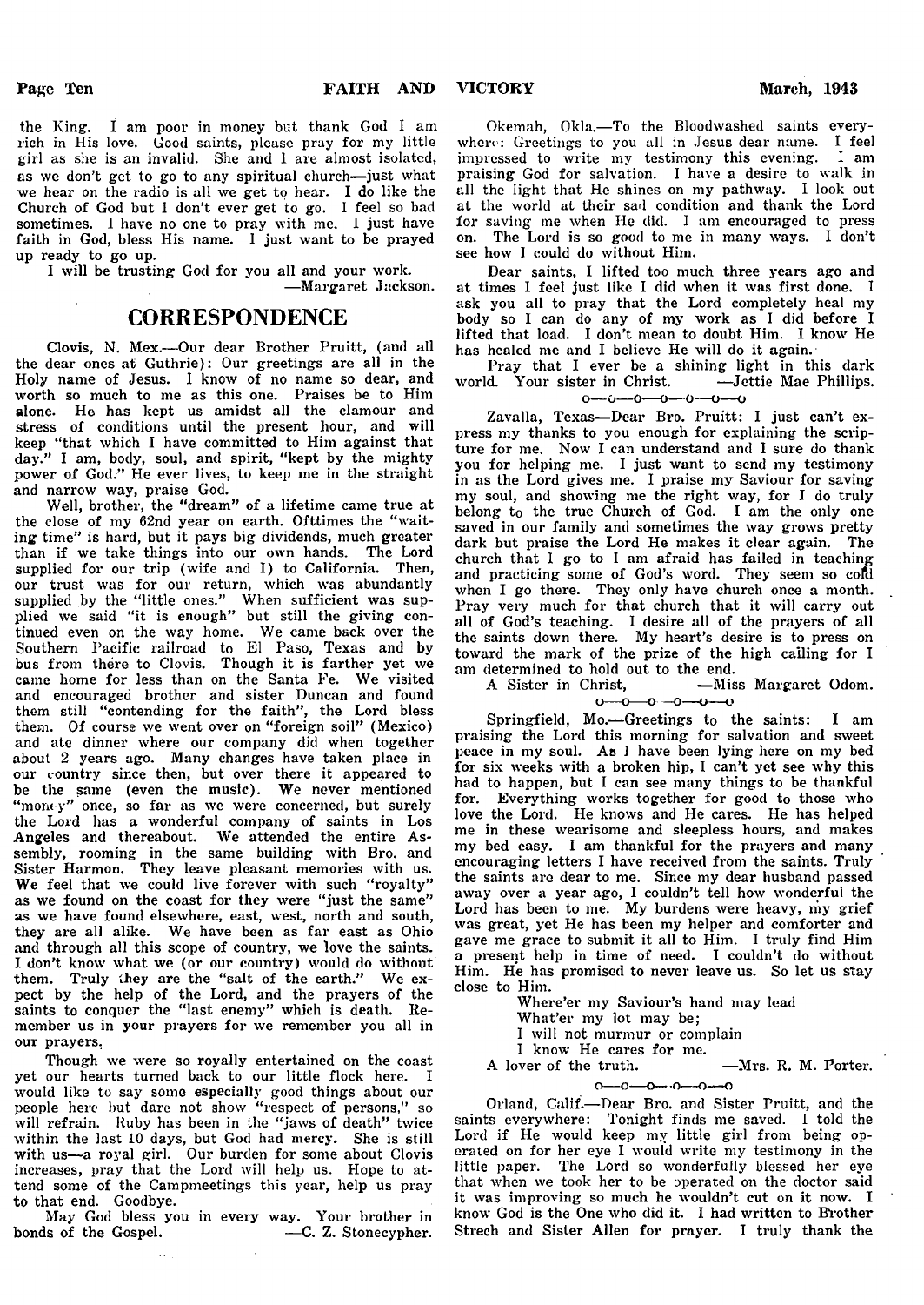the King. I am poor in money but thank God I am rich in His love. Good saints, please pray for my little girl as she is an invalid. She and I are almost isolated, as we don't get to go to any spiritual church—just what we hear on the radio is all we get to hear. I do like the Church of God but I don't ever get to go. I feel so bad sometimes. I have no one to pray with me. I just have faith in God, bless His name. I just want to be prayed up ready to go up.

I will be trusting God for you all and your work.

—Margaret Jackson.

## CORRESPONDENCE

Clovis, N. Mex.—Our dear Brother Pruitt, (and all the dear ones at Guthrie): Our greetings are all in the Holy name of Jesus. I know of no name so dear, and worth so much to me as this one. Praises be to Him alone. He has kept us amidst all the clamour and stress of conditions until the present hour, and will keep "that which I have committed to Him against that day." I am, body, soul, and spirit, "kept by the mighty power of God." He ever lives, to keep me in the straight and narrow way, praise God.

Well, brother, the "dream" of a lifetime came true at the close of my 62nd year on earth. Ofttimes the "waiting time" is hard, but it pays big dividends, much greater than if we take things into our own hands. The Lord supplied for our trip (wife and I) to California. Then, our trust was for our return, which was abundantly supplied by the "little ones." When sufficient was supplied we said "it is enough" but still the giving continued even on the way home. We came back over the Southern Pacific railroad to El Paso, Texas and by bus from there to Clovis. Though it is farther yet we came home for less than on the Santa Fe. We visited and encouraged brother and sister Duncan and found them still "contending for the faith", the Lord bless them. Of course we went over on "foreign soil" (Mexico) and ate dinner where our company did when together about 2 years ago. Many changes have taken place in our country since then, but over there it appeared to be the same (even the music). We never mentioned "money" once, so far as we were concerned, but surely the Lord has a wonderful company of saints in Los Angeles and thereabout. We attended the entire Assembly, rooming in the same building with Bro. and Sister Harmon. They leave pleasant memories with us. We feel that we could live forever with such "royalty" as we found on the coast for they were "just the same" as we have found elsewhere, east, west, north and south, they are all alike. We have been as far east as Ohio and through all this scope of country, we love the saints. I don't know what we (or our country) would do without them. Truly they are the "salt of the earth." We expect by the help of the Lord, and the prayers of the saints to conquer the "last enemy" which is death. Remember us in your prayers for we remember you all in our prayers.

Though we were so royally entertained on the coast yet our hearts turned back to our little flock here. I would like to say some especially good things about our people here but dare not show "respect of persons," so will refrain. Ruby has been in the "jaws of death" twice within the last 10 days, but God had mercy. She is still with us—a royal girl. Our burden for some about Clovis increases, pray that the Lord will help us. Hope to attend some of the Campmeetings this year, help us pray to that end. Goodbye.

May God bless you in every way. Your brother in bonds of the Gospel. —C. Z. Stonecypher.

Okemah, Okla.—To the Bloodwashed saints everywhere: Greetings to you all in Jesus dear name. I feel impressed to write my testimony this evening. I am praising God for salvation. I have a desire to walk in all the light that He shines on my pathway. I look out at the world at their sad condition and thank the Lord for saving me when He did. I am encouraged to press on. The Lord is so good to me in many ways. I don't see how I could do without Him.

Dear saints, I lifted too much three years ago and at times I feel just like I did when it was first done. I ask you all to pray that the Lord completely heal my body so I can do any of my work as I did before I lifted that load. I don't mean to doubt Him. I know He has healed me and I believe He will do it again.

Pray that I ever be a shining light in this dark world. Your sister in Christ. —Jettie Mae Phillips.

o—o—o—o—o—o—o

Zavalla, Texas—Dear Bro. Pruitt: I just can't express my thanks to you enough for explaining the scripture for me. Now I can understand and I sure do thank you for helping me. I just want to send my testimony in as the Lord gives me. I praise my Saviour for saving my soul, and showing me the right way, for I do truly belong to the true Church of God. I am the only one saved in our family and sometimes the way grows pretty dark but praise the Lord He makes it clear again. The church that I go to I am afraid has failed in teaching and practicing some of God's word. They seem so cold when I go there. They only have church once a month. Pray very much for that church that it will carry out all of God's teaching. I desire all of the prayers of all the saints down there. My heart's desire is to press on toward the mark of the prize of the high calling for I am determined to hold out to the end.

A Sister in Christ, —Miss Margaret Odom.

o—o—o—o—o—o

Springfield, Mo.—Greetings to the saints: I am praising the Lord this morning for salvation and sweet peace in my soul. As I have been lying here on my bed for six weeks with a broken hip, I can't yet see why this had to happen, but I can see many things to be thankful for. Everything works together for good to those who love the Lord. He knows and He cares. He has helped me in these wearisome and sleepless hours, and makes my bed easy. I am thankful for the prayers and many encouraging letters I have received from the saints. Truly the saints are dear to me. Since my dear husband passed away over a year ago, I couldn't tell how wonderful the Lord has been to me. My burdens were heavy, my grief was great, yet He has been my helper and comforter and gave me grace to submit it all to Him. I truly find Him a present help in time of need. I couldn't do without Him. He has promised to never leave us. So let us stay close to Him.

> Where'er my Saviour's hand may lead
> What'er my lot may be;
> I will not murmur or complain
> I know He cares for me.

A lover of the truth. —Mrs. R. M. Porter.

o—o—o—o—o—o

Orland, Calif.—Dear Bro. and Sister Pruitt, and the saints everywhere: Tonight finds me saved. I told the Lord if He would keep my little girl from being operated on for her eye I would write my testimony in the little paper. The Lord so wonderfully blessed her eye that when we took her to be operated on the doctor said it was improving so much he wouldn't cut on it now. I know God is the One who did it. I had written to Brother Strech and Sister Allen for prayer. I truly thank the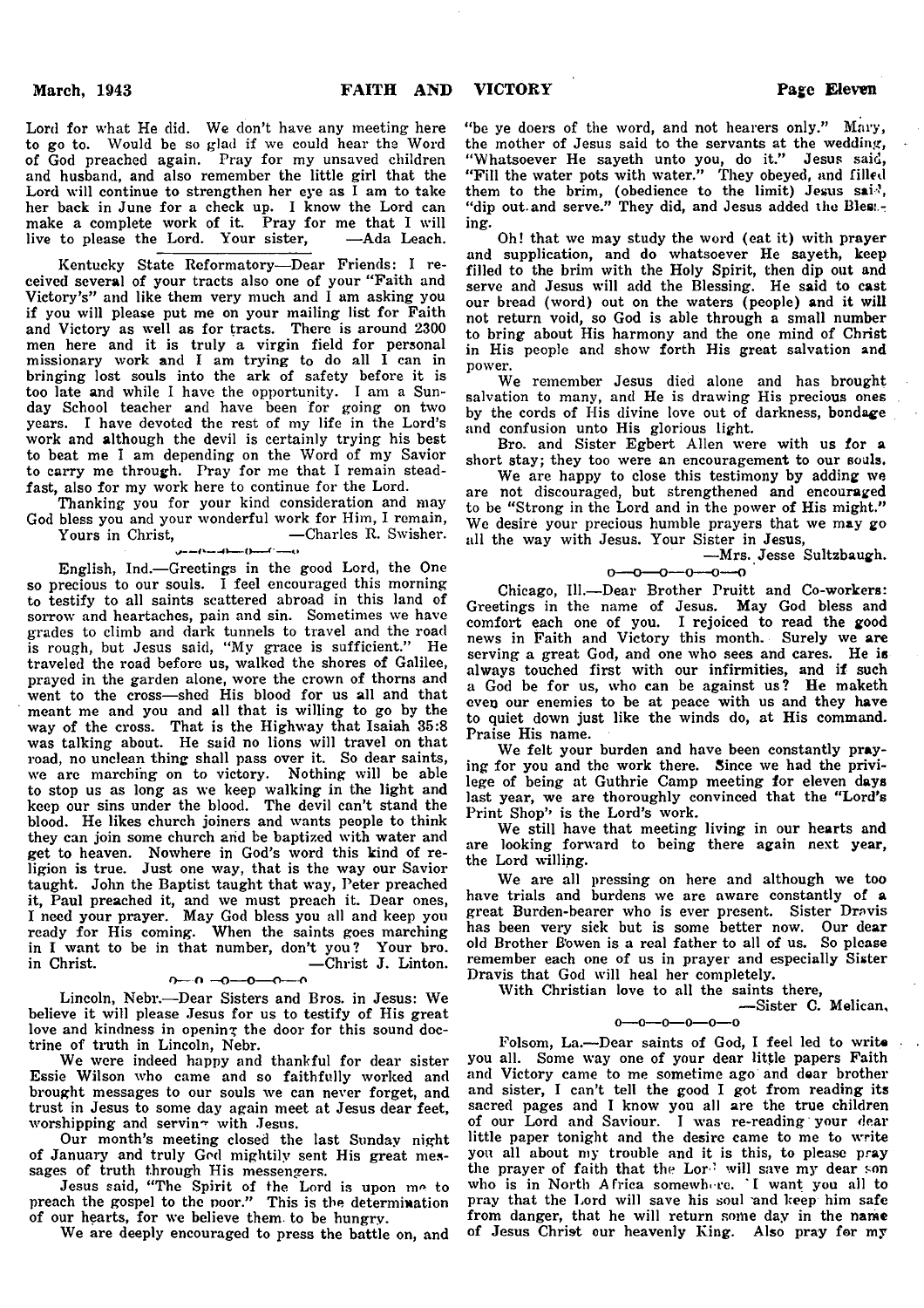Lord for what He did. We don't have any meeting here to go to. Would be so glad if we could hear the Word of God preached again. Pray for my unsaved children and husband, and also remember the little girl that the Lord will continue to strengthen her eye as I am to take her back in June for a check up. I know the Lord can make a complete work of it. Pray for me that I will live to please the Lord. Your sister, —Ada Leach.

---

Kentucky State Reformatory—Dear Friends: I received several of your tracts also one of your "Faith and Victory's" and like them very much and I am asking you if you will please put me on your mailing list for Faith and Victory as well as for tracts. There is around 2300 men here and it is truly a virgin field for personal missionary work and I am trying to do all I can in bringing lost souls into the ark of safety before it is too late and while I have the opportunity. I am a Sunday School teacher and have been for going on two years. I have devoted the rest of my life in the Lord's work and although the devil is certainly trying his best to beat me I am depending on the Word of my Savior to carry me through. Pray for me that I remain steadfast, also for my work here to continue for the Lord.

Thanking you for your kind consideration and may God bless you and your wonderful work for Him, I remain,
Yours in Christ, —Charles R. Swisher.

---

English, Ind.—Greetings in the good Lord, the One so precious to our souls. I feel encouraged this morning to testify to all saints scattered abroad in this land of sorrow and heartaches, pain and sin. Sometimes we have grades to climb and dark tunnels to travel and the road is rough, but Jesus said, "My grace is sufficient." He traveled the road before us, walked the shores of Galilee, prayed in the garden alone, wore the crown of thorns and went to the cross—shed His blood for us all and that meant me and you and all that is willing to go by the way of the cross. That is the Highway that Isaiah 35:8 was talking about. He said no lions will travel on that road, no unclean thing shall pass over it. So dear saints, we are marching on to victory. Nothing will be able to stop us as long as we keep walking in the light and keep our sins under the blood. The devil can't stand the blood. He likes church joiners and wants people to think they can join some church and be baptized with water and get to heaven. Nowhere in God's word this kind of religion is true. Just one way, that is the way our Savior taught. John the Baptist taught that way, Peter preached it, Paul preached it, and we must preach it. Dear ones, I need your prayer. May God bless you all and keep you ready for His coming. When the saints goes marching in I want to be in that number, don't you? Your bro. in Christ. —Christ J. Linton.

---

Lincoln, Nebr.—Dear Sisters and Bros. in Jesus: We believe it will please Jesus for us to testify of His great love and kindness in opening the door for this sound doctrine of truth in Lincoln, Nebr.

We were indeed happy and thankful for dear sister Essie Wilson who came and so faithfully worked and brought messages to our souls we can never forget, and trust in Jesus to some day again meet at Jesus dear feet, worshipping and serving with Jesus.

Our month's meeting closed the last Sunday night of January and truly God mightily sent His great messages of truth through His messengers.

Jesus said, "The Spirit of the Lord is upon me to preach the gospel to the poor." This is the determination of our hearts, for we believe them to be hungry.

We are deeply encouraged to press the battle on, and "be ye doers of the word, and not hearers only." Mary, the mother of Jesus said to the servants at the wedding, "Whatsoever He sayeth unto you, do it." Jesus said, "Fill the water pots with water." They obeyed, and filled them to the brim, (obedience to the limit) Jesus said, "dip out and serve." They did, and Jesus added the Blessing.

Oh! that we may study the word (eat it) with prayer and supplication, and do whatsoever He sayeth, keep filled to the brim with the Holy Spirit, then dip out and serve and Jesus will add the Blessing. He said to cast our bread (word) out on the waters (people) and it will not return void, so God is able through a small number to bring about His harmony and the one mind of Christ in His people and show forth His great salvation and power.

We remember Jesus died alone and has brought salvation to many, and He is drawing His precious ones by the cords of His divine love out of darkness, bondage and confusion unto His glorious light.

Bro. and Sister Egbert Allen were with us for a short stay; they too were an encouragement to our souls.

We are happy to close this testimony by adding we are not discouraged, but strengthened and encouraged to be "Strong in the Lord and in the power of His might." We desire your precious humble prayers that we may go all the way with Jesus. Your Sister in Jesus,
—Mrs. Jesse Sultzbaugh.

---

Chicago, Ill.—Dear Brother Pruitt and Co-workers: Greetings in the name of Jesus. May God bless and comfort each one of you. I rejoiced to read the good news in Faith and Victory this month. Surely we are serving a great God, and one who sees and cares. He is always touched first with our infirmities, and if such a God be for us, who can be against us? He maketh even our enemies to be at peace with us and they have to quiet down just like the winds do, at His command. Praise His name.

We felt your burden and have been constantly praying for you and the work there. Since we had the privilege of being at Guthrie Camp meeting for eleven days last year, we are thoroughly convinced that the "Lord's Print Shop" is the Lord's work.

We still have that meeting living in our hearts and are looking forward to being there again next year, the Lord willing.

We are all pressing on here and although we too have trials and burdens we are aware constantly of a great Burden-bearer who is ever present. Sister Dravis has been very sick but is some better now. Our dear old Brother Bowen is a real father to all of us. So please remember each one of us in prayer and especially Sister Dravis that God will heal her completely.

With Christian love to all the saints there,
—Sister C. Melican.

---

Folsom, La.—Dear saints of God, I feel led to write you all. Some way one of your dear little papers Faith and Victory came to me sometime ago and dear brother and sister, I can't tell the good I got from reading its sacred pages and I know you all are the true children of our Lord and Saviour. I was re-reading your dear little paper tonight and the desire came to me to write you all about my trouble and it is this, to please pray the prayer of faith that the Lord will save my dear son who is in North Africa somewhere. I want you all to pray that the Lord will save his soul and keep him safe from danger, that he will return some day in the name of Jesus Christ our heavenly King. Also pray for my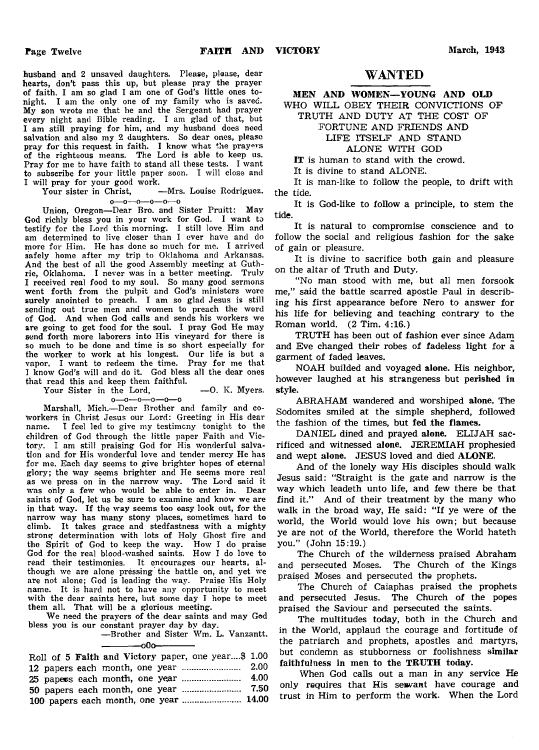husband and 2 unsaved daughters. Please, please, dear hearts, don't pass this up, but please pray the prayer of faith. I am so glad I am one of God's little ones tonight. I am the only one of my family who is saved. My son wrote me that he and the Sergeant had prayer every night and Bible reading. I am glad of that, but I am still praying for him, and my husband does need salvation and also my 2 daughters. So dear ones, please pray for this request in faith. I know what the prayers of the righteous means. The Lord is able to keep us. Pray for me to have faith to stand all these tests. I want to subscribe for your little paper soon. I will close and I will pray for your good work.

Your sister in Christ, —Mrs. Louise Rodriguez.

o—o—o—o—o—o

Union, Oregon—Dear Bro. and Sister Pruitt: May God richly bless you in your work for God. I want to testify for the Lord this morning. I still love Him and am determined to live closer than I ever have and do more for Him. He has done so much for me. I arrived safely home after my trip to Oklahoma and Arkansas. And the best of all the good Assembly meeting at Guthrie, Oklahoma. I never was in a better meeting. Truly I received real food to my soul. So many good sermons went forth from the pulpit and God's ministers were surely anointed to preach. I am so glad Jesus is still sending out true men and women to preach the word of God. And when God calls and sends his workers we are going to get food for the soul. I pray God He may send forth more laborers into His vineyard for there is so much to be done and time is so short especially for the worker to work at his longest. Our life is but a vapor. I want to redeem the time. Pray for me that I know God's will and do it. God bless all the dear ones that read this and keep them faithful.

Your Sister in the Lord, —O. K. Myers.

o—o—o—o—o—o

Marshall, Mich.—Dear Brother and family and coworkers in Christ Jesus our Lord: Greeting in His dear name. I feel led to give my testimony tonight to the children of God through the little paper Faith and Victory. I am still praising God for His wonderful salvation and for His wonderful love and tender mercy He has for me. Each day seems to give brighter hopes of eternal glory; the way seems brighter and He seems more real as we press on in the narrow way. The Lord said it was only a few who would be able to enter in. Dear saints of God, let us be sure to examine and know we are in that way. If the way seems too easy look out, for the narrow way has many stony places, sometimes hard to climb. It takes grace and stedfastness with a mighty strong determination with lots of Holy Ghost fire and the Spirit of God to keep the way. How I do praise God for the real blood-washed saints. How I do love to read their testimonies. It encourages our hearts, although we are alone pressing the battle on, and yet we are not alone; God is leading the way. Praise His Holy name. It is hard not to have any opportunity to meet with the dear saints here, but some day I hope to meet them all. That will be a glorious meeting.

We need the prayers of the dear saints and may God bless you is our constant prayer day by day.

—Brother and Sister Wm. L. Vanzantt.

—o0o—

| | |
|---|---|
| Roll of 5 **Faith and Victory** paper, one year | $ 1.00 |
| 12 papers each month, one year | 2.00 |
| 25 papers each month, one year | 4.00 |
| 50 papers each month, one year | 7.50 |
| 100 papers each month, one year | 14.00 |

# WANTED

**MEN AND WOMEN—YOUNG AND OLD**
WHO WILL OBEY THEIR CONVICTIONS OF TRUTH AND DUTY AT THE COST OF FORTUNE AND FRIENDS AND LIFE ITSELF AND STAND ALONE WITH GOD

**IT** is human to stand with the crowd.

It is divine to stand ALONE.

It is man-like to follow the people, to drift with the tide.

It is God-like to follow a principle, to stem the tide.

It is natural to compromise conscience and to follow the social and religious fashion for the sake of gain or pleasure.

It is divine to sacrifice both gain and pleasure on the altar of Truth and Duty.

"No man stood with me, but all men forsook me," said the battle scarred apostle Paul in describing his first appearance before Nero to answer for his life for believing and teaching contrary to the Roman world. (2 Tim. 4:16.)

TRUTH has been out of fashion ever since Adam and Eve changed their robes of fadeless light for a garment of faded leaves.

NOAH builded and voyaged **alone.** His neighbor, however laughed at his strangeness but **perished in style.**

ABRAHAM wandered and worshiped **alone.** The Sodomites smiled at the simple shepherd, followed the fashion of the times, but **fed the flames.**

DANIEL dined and prayed **alone.** ELIJAH sacrificed and witnessed **alone.** JEREMIAH prophesied and wept **alone.** JESUS loved and died **ALONE.**

And of the lonely way His disciples should walk Jesus said: "Straight is the gate and narrow is the way which leadeth unto life, and few there be that find it." And of their treatment by the many who walk in the broad way, He said: "If ye were of the world, the World would love his own; but because ye are not of the World, therefore the World hateth you." (John 15:19.)

The Church of the wilderness praised Abraham and persecuted Moses. The Church of the Kings praised Moses and persecuted the prophets.

The Church of Caiaphas praised the prophets and persecuted Jesus. The Church of the popes praised the Saviour and persecuted the saints.

The multitudes today, both in the Church and in the World, applaud the courage and fortitude of the patriarch and prophets, apostles and martyrs, but condemn as stubborness or foolishness **similar faithfulness in men to the TRUTH today.**

When God calls out a man in any service He only requires that His servant have courage and trust in Him to perform the work. When the Lord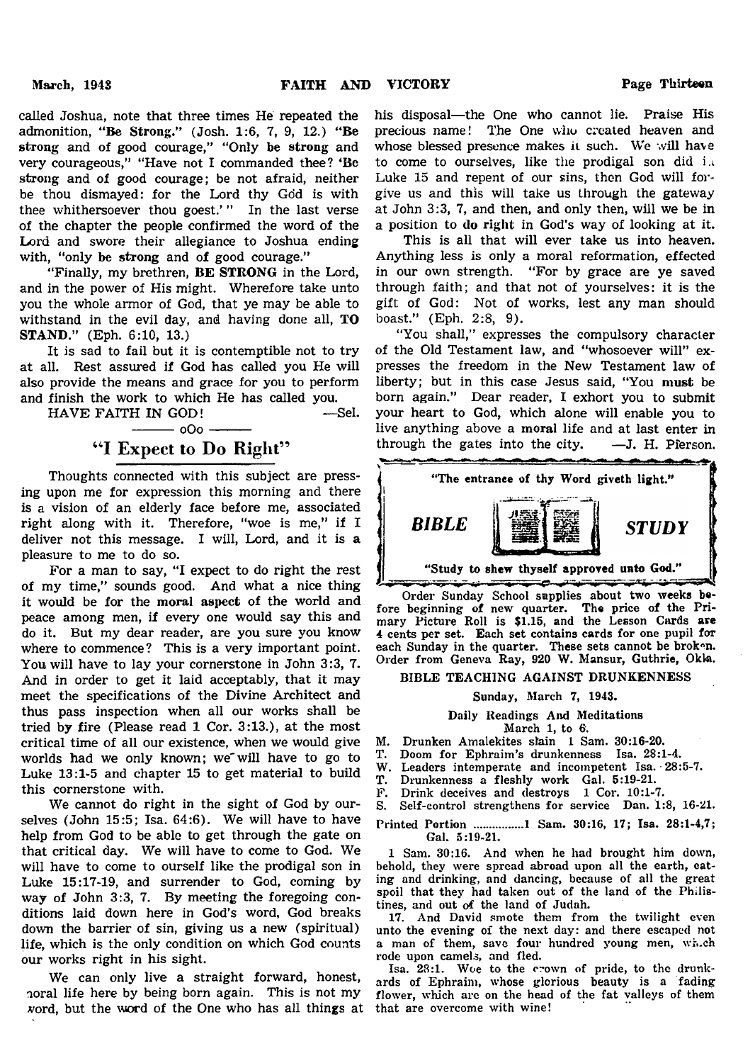called Joshua, note that three times He repeated the admonition, "**Be Strong.**" (Josh. 1:6, 7, 9, 12.) "**Be strong** and of good courage," "Only **be strong** and very courageous," "Have not I commanded thee? '**Be strong** and of good courage; be not afraid, neither be thou dismayed: for the Lord thy God is with thee whithersoever thou goest.'" In the last verse of the chapter the people confirmed the word of the Lord and swore their allegiance to Joshua ending with, "only **be strong** and of good courage."

"Finally, my brethren, **BE STRONG** in the Lord, and in the power of His might. Wherefore take unto you the whole armor of God, that ye may be able to withstand in the evil day, and having done all, **TO STAND.**" (Eph. 6:10, 13.)

It is sad to fail but it is contemptible not to try at all. Rest assured if God has called you He will also provide the means and grace for you to perform and finish the work to which He has called you.

HAVE FAITH IN GOD! —Sel.

oOo

## "I Expect to Do Right"

Thoughts connected with this subject are pressing upon me for expression this morning and there is a vision of an elderly face before me, associated right along with it. Therefore, "woe is me," if I deliver not this message. I will, Lord, and it is a pleasure to me to do so.

For a man to say, "I expect to do right the rest of my time," sounds good. And what a nice thing it would be for the **moral aspect** of the world and peace among men, if every one would say this and do it. But my dear reader, are you sure you know where to commence? This is a very important point. You will have to lay your cornerstone in John 3:3, 7. And in order to get it laid acceptably, that it may meet the specifications of the Divine Architect and thus pass inspection when all our works shall be tried by fire (Please read 1 Cor. 3:13.), at the most critical time of all our existence, when we would give worlds had we only known; we will have to go to Luke 13:1-5 and chapter 15 to get material to build this cornerstone with.

We cannot do right in the sight of God by ourselves (John 15:5; Isa. 64:6). We will have to have help from God to be able to get through the gate on that critical day. We will have to come to God. We will have to come to ourself like the prodigal son in Luke 15:17-19, and surrender to God, coming by way of John 3:3, 7. By meeting the foregoing conditions laid down here in God's word, God breaks down the barrier of sin, giving us a new (spiritual) life, which is the only condition on which God counts our works right in his sight.

We can only live a straight forward, honest, moral life here by being born again. This is not my word, but the word of the One who has all things at his disposal—the One who cannot lie. Praise His precious name! The One who created heaven and whose blessed presence makes it such. We will have to come to ourselves, like the prodigal son did in Luke 15 and repent of our sins, then God will forgive us and this will take us through the gateway at John 3:3, 7, and then, and only then, will we be in a position to **do right** in God's way of looking at it.

This is all that will ever take us into heaven. Anything less is only a moral reformation, effected in our own strength. "For by grace are ye saved through faith; and that not of yourselves: it is the gift of God: Not of works, lest any man should boast." (Eph. 2:8, 9).

"You shall," expresses the compulsory character of the Old Testament law, and "whosoever will" expresses the freedom in the New Testament law of liberty; but in this case Jesus said, "You **must** be born again." Dear reader, I exhort you to submit your heart to God, which alone will enable you to live anything above a **moral** life and at last enter in through the gates into the city. —J. H. Pierson.

---

"The entrance of thy Word giveth light."

***BIBLE STUDY***

"Study to shew thyself approved unto God."

---

Order Sunday School supplies about two weeks before beginning of new quarter. The price of the Primary Picture Roll is $1.15, and the Lesson Cards are 4 cents per set. Each set contains cards for one pupil for each Sunday in the quarter. These sets cannot be broken. Order from Geneva Ray, 920 W. Mansur, Guthrie, Okla.

### BIBLE TEACHING AGAINST DRUNKENNESS

Sunday, March 7, 1943.

Daily Readings And Meditations
March 1, to 6.

- M. Drunken Amalekites slain 1 Sam. 30:16-20.
- T. Doom for Ephraim's drunkenness Isa. 28:1-4.
- W. Leaders intemperate and incompetent Isa. 28:5-7.
- T. Drunkenness a fleshly work Gal. 5:19-21.
- F. Drink deceives and destroys 1 Cor. 10:1-7.
- S. Self-control strengthens for service Dan. 1:8, 16-21.

Printed Portion ................1 Sam. 30:16, 17; Isa. 28:1-4,7; Gal. 5:19-21.

1 Sam. 30:16. And when he had brought him down, behold, they were spread abroad upon all the earth, eating and drinking, and dancing, because of all the great spoil that they had taken out of the land of the Philistines, and out of the land of Judah.

17. And David smote them from the twilight even unto the evening of the next day: and there escaped not a man of them, save four hundred young men, which rode upon camels, and fled.

Isa. 28:1. Woe to the crown of pride, to the drunkards of Ephraim, whose glorious beauty is a fading flower, which are on the head of the fat valleys of them that are overcome with wine!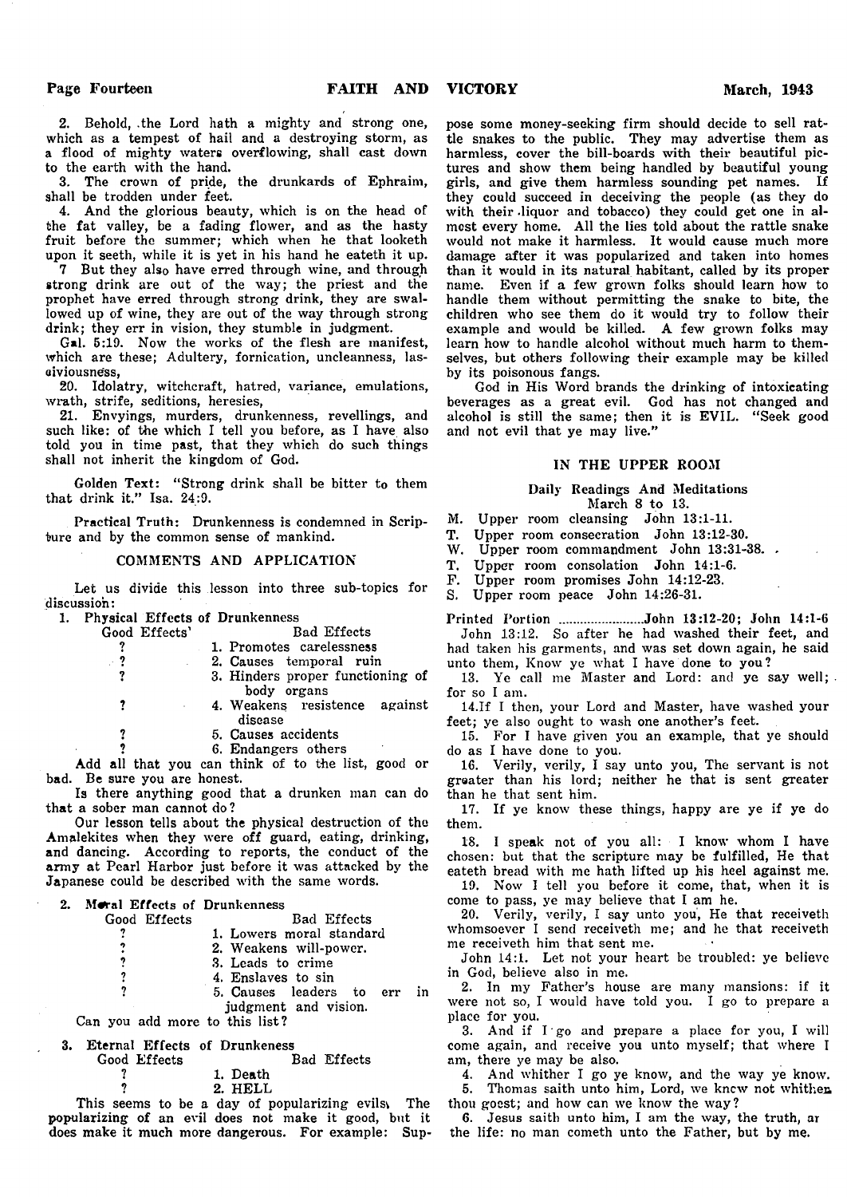2. Behold, the Lord hath a mighty and strong one, which as a tempest of hail and a destroying storm, as a flood of mighty waters overflowing, shall cast down to the earth with the hand.

3. The crown of pride, the drunkards of Ephraim, shall be trodden under feet.

4. And the glorious beauty, which is on the head of the fat valley, be a fading flower, and as the hasty fruit before the summer; which when he that looketh upon it seeth, while it is yet in his hand he eateth it up.

7 But they also have erred through wine, and through strong drink are out of the way; the priest and the prophet have erred through strong drink, they are swallowed up of wine, they are out of the way through strong drink; they err in vision, they stumble in judgment.

Gal. 5:19. Now the works of the flesh are manifest, which are these; Adultery, fornication, uncleanness, lasciviousness,

20. Idolatry, witchcraft, hatred, variance, emulations, wrath, strife, seditions, heresies,

21. Envyings, murders, drunkenness, revellings, and such like: of the which I tell you before, as I have also told you in time past, that they which do such things shall not inherit the kingdom of God.

Golden Text: "Strong drink shall be bitter to them that drink it." Isa. 24:9.

Practical Truth: Drunkenness is condemned in Scripture and by the common sense of mankind.

## COMMENTS AND APPLICATION

Let us divide this lesson into three sub-topics for discussion:

1. Physical Effects of Drunkenness

| Good Effects | Bad Effects |
|---|---|
| ? | 1. Promotes carelessness |
| ? | 2. Causes temporal ruin |
| ? | 3. Hinders proper functioning of body organs |
| ? | 4. Weakens resistence against disease |
| ? | 5. Causes accidents |
| ? | 6. Endangers others |

Add all that you can think of to the list, good or bad. Be sure you are honest.

Is there anything good that a drunken man can do that a sober man cannot do?

Our lesson tells about the physical destruction of the Amalekites when they were off guard, eating, drinking, and dancing. According to reports, the conduct of the army at Pearl Harbor just before it was attacked by the Japanese could be described with the same words.

2. Moral Effects of Drunkenness

| Good Effects | Bad Effects |
|---|---|
| ? | 1. Lowers moral standard |
| ? | 2. Weakens will-power. |
| ? | 3. Leads to crime |
| ? | 4. Enslaves to sin |
| ? | 5. Causes leaders to err in judgment and vision. |

Can you add more to this list?

3. Eternal Effects of Drunkeness

| Good Effects | Bad Effects |
|---|---|
| ? | 1. Death |
| ? | 2. HELL |

This seems to be a day of popularizing evils. The popularizing of an evil does not make it good, but it does make it much more dangerous. For example: Suppose some money-seeking firm should decide to sell rattle snakes to the public. They may advertise them as harmless, cover the bill-boards with their beautiful pictures and show them being handled by beautiful young girls, and give them harmless sounding pet names. If they could succeed in deceiving the people (as they do with their liquor and tobacco) they could get one in almost every home. All the lies told about the rattle snake would not make it harmless. It would cause much more damage after it was popularized and taken into homes than it would in its natural habitant, called by its proper name. Even if a few grown folks should learn how to handle them without permitting the snake to bite, the children who see them do it would try to follow their example and would be killed. A few grown folks may learn how to handle alcohol without much harm to themselves, but others following their example may be killed by its poisonous fangs.

God in His Word brands the drinking of intoxicating beverages as a great evil. God has not changed and alcohol is still the same; then it is EVIL. "Seek good and not evil that ye may live."

## IN THE UPPER ROOM

### Daily Readings And Meditations
March 8 to 13.

M. Upper room cleansing John 13:1-11.
T. Upper room consecration John 13:12-30.
W. Upper room commandment John 13:31-38.
T. Upper room consolation John 14:1-6.
F. Upper room promises John 14:12-23.
S. Upper room peace John 14:26-31.

Printed Portion ........................John 13:12-20; John 14:1-6

John 13:12. So after he had washed their feet, and had taken his garments, and was set down again, he said unto them, Know ye what I have done to you?

13. Ye call me Master and Lord: and ye say well; for so I am.

14. If I then, your Lord and Master, have washed your feet; ye also ought to wash one another's feet.

15. For I have given you an example, that ye should do as I have done to you.

16. Verily, verily, I say unto you, The servant is not greater than his lord; neither he that is sent greater than he that sent him.

17. If ye know these things, happy are ye if ye do them.

18. I speak not of you all: I know whom I have chosen: but that the scripture may be fulfilled, He that eateth bread with me hath lifted up his heel against me.

19. Now I tell you before it come, that, when it is come to pass, ye may believe that I am he.

20. Verily, verily, I say unto you, He that receiveth whomsoever I send receiveth me; and he that receiveth me receiveth him that sent me.

John 14:1. Let not your heart be troubled: ye believe in God, believe also in me.

2. In my Father's house are many mansions: if it were not so, I would have told you. I go to prepare a place for you.

3. And if I go and prepare a place for you, I will come again, and receive you unto myself; that where I am, there ye may be also.

4. And whither I go ye know, and the way ye know.

5. Thomas saith unto him, Lord, we knew not whither thou goest; and how can we know the way?

6. Jesus saith unto him, I am the way, the truth, and the life: no man cometh unto the Father, but by me.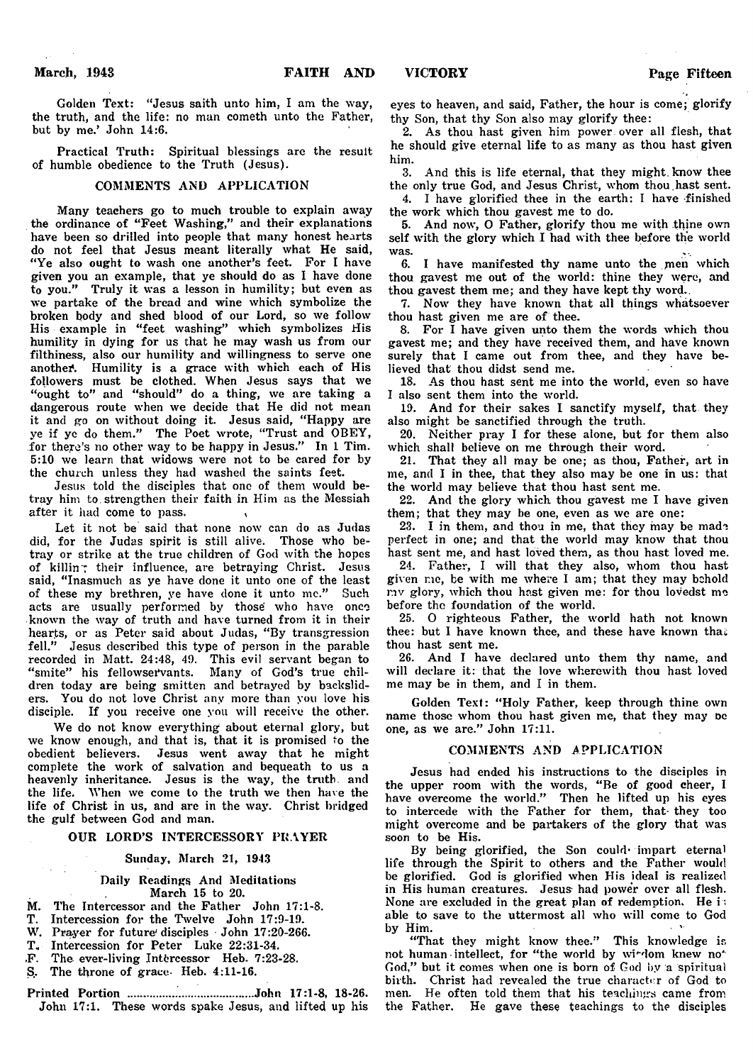Golden Text: "Jesus saith unto him, I am the way, the truth, and the life: no man cometh unto the Father, but by me.' John 14:6.

Practical Truth: Spiritual blessings are the result of humble obedience to the Truth (Jesus).

## COMMENTS AND APPLICATION

Many teachers go to much trouble to explain away the ordinance of "Feet Washing," and their explanations have been so drilled into people that many honest hearts do not feel that Jesus meant literally what He said, "Ye also ought to wash one another's feet. For I have given you an example, that ye should do as I have done to you." Truly it was a lesson in humility; but even as we partake of the bread and wine which symbolize the broken body and shed blood of our Lord, so we follow His example in "feet washing" which symbolizes His humility in dying for us that he may wash us from our filthiness, also our humility and willingness to serve one another. Humility is a grace with which each of His followers must be clothed. When Jesus says that we "ought to" and "should" do a thing, we are taking a dangerous route when we decide that He did not mean it and go on without doing it. Jesus said, "Happy are ye if ye do them." The Poet wrote, "Trust and OBEY, for there's no other way to be happy in Jesus." In 1 Tim. 5:10 we learn that widows were not to be cared for by the church unless they had washed the saints feet.

Jesus told the disciples that one of them would betray him to strengthen their faith in Him as the Messiah after it had come to pass.

Let it not be said that none now can do as Judas did, for the Judas spirit is still alive. Those who betray or strike at the true children of God with the hopes of killing their influence, are betraying Christ. Jesus said, "Inasmuch as ye have done it unto one of the least of these my brethren, ye have done it unto me." Such acts are usually performed by those who have once known the way of truth and have turned from it in their hearts, or as Peter said about Judas, "By transgression fell." Jesus described this type of person in the parable recorded in Matt. 24:48, 49. This evil servant began to "smite" his fellowservants. Many of God's true children today are being smitten and betrayed by backsliders. You do not love Christ any more than you love his disciple. If you receive one you will receive the other.

We do not know everything about eternal glory, but we know enough, and that is, that it is promised to the obedient believers. Jesus went away that he might complete the work of salvation and bequeath to us a heavenly inheritance. Jesus is the way, the truth and the life. When we come to the truth we then have the life of Christ in us, and are in the way. Christ bridged the gulf between God and man.

## OUR LORD'S INTERCESSORY PRAYER

### Sunday, March 21, 1943

#### Daily Readings And Meditations
March 15 to 20.

M. The Intercessor and the Father John 17:1-8.
T. Intercession for the Twelve John 17:9-19.
W. Prayer for future disciples John 17:20-266.
T. Intercession for Peter Luke 22:31-34.
F. The ever-living Intercessor Heb. 7:23-28.
S. The throne of grace Heb. 4:11-16.

Printed Portion ........................................John 17:1-8, 18-26.

John 17:1. These words spake Jesus, and lifted up his eyes to heaven, and said, Father, the hour is come; glorify thy Son, that thy Son also may glorify thee:

2. As thou hast given him power over all flesh, that he should give eternal life to as many as thou hast given him.

3. And this is life eternal, that they might know thee the only true God, and Jesus Christ, whom thou hast sent.

4. I have glorified thee in the earth: I have finished the work which thou gavest me to do.

5. And now, O Father, glorify thou me with thine own self with the glory which I had with thee before the world was.

6. I have manifested thy name unto the men which thou gavest me out of the world: thine they were, and thou gavest them me; and they have kept thy word.

7. Now they have known that all things whatsoever thou hast given me are of thee.

8. For I have given unto them the words which thou gavest me; and they have received them, and have known surely that I came out from thee, and they have believed that thou didst send me.

18. As thou hast sent me into the world, even so have I also sent them into the world.

19. And for their sakes I sanctify myself, that they also might be sanctified through the truth.

20. Neither pray I for these alone, but for them also which shall believe on me through their word.

21. That they all may be one; as thou, Father, art in me, and I in thee, that they also may be one in us: that the world may believe that thou hast sent me.

22. And the glory which thou gavest me I have given them; that they may be one, even as we are one:

23. I in them, and thou in me, that they may be made perfect in one; and that the world may know that thou hast sent me, and hast loved them, as thou hast loved me.

24. Father, I will that they also, whom thou hast given me, be with me where I am; that they may behold my glory, which thou hast given me: for thou lovedst me before the foundation of the world.

25. O righteous Father, the world hath not known thee: but I have known thee, and these have known that thou hast sent me.

26. And I have declared unto them thy name, and will declare it: that the love wherewith thou hast loved me may be in them, and I in them.

Golden Text: "Holy Father, keep through thine own name those whom thou hast given me, that they may be one, as we are." John 17:11.

## COMMENTS AND APPLICATION

Jesus had ended his instructions to the disciples in the upper room with the words, "Be of good cheer, I have overcome the world." Then he lifted up his eyes to intercede with the Father for them, that they too might overcome and be partakers of the glory that was soon to be His.

By being glorified, the Son could impart eternal life through the Spirit to others and the Father would be glorified. God is glorified when His ideal is realized in His human creatures. Jesus had power over all flesh. None are excluded in the great plan of redemption. He is able to save to the uttermost all who will come to God by Him.

"That they might know thee." This knowledge is not human intellect, for "the world by wisdom knew not God," but it comes when one is born of God by a spiritual birth. Christ had revealed the true character of God to men. He often told them that his teachings came from the Father. He gave these teachings to the disciples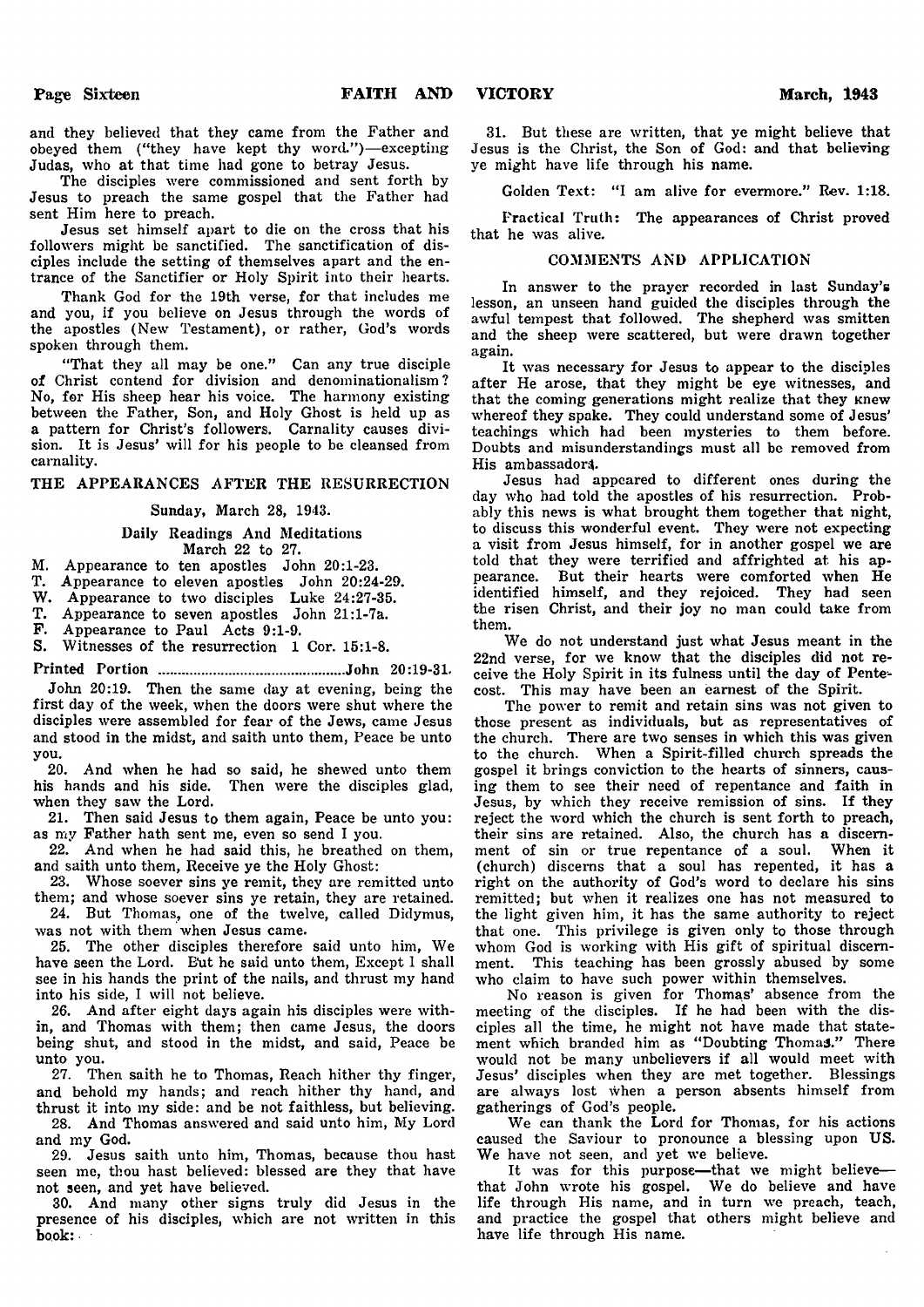and they believed that they came from the Father and obeyed them ("they have kept thy word.")—excepting Judas, who at that time had gone to betray Jesus.

The disciples were commissioned and sent forth by Jesus to preach the same gospel that the Father had sent Him here to preach.

Jesus set himself apart to die on the cross that his followers might be sanctified. The sanctification of disciples include the setting of themselves apart and the entrance of the Sanctifier or Holy Spirit into their hearts.

Thank God for the 19th verse, for that includes me and you, if you believe on Jesus through the words of the apostles (New Testament), or rather, God's words spoken through them.

"That they all may be one." Can any true disciple of Christ contend for division and denominationalism? No, for His sheep hear his voice. The harmony existing between the Father, Son, and Holy Ghost is held up as a pattern for Christ's followers. Carnality causes division. It is Jesus' will for his people to be cleansed from carnality.

## THE APPEARANCES AFTER THE RESURRECTION

Sunday, March 28, 1943.

### Daily Readings And Meditations
March 22 to 27.

M. Appearance to ten apostles John 20:1-23.
T. Appearance to eleven apostles John 20:24-29.
W. Appearance to two disciples Luke 24:27-35.
T. Appearance to seven apostles John 21:1-7a.
F. Appearance to Paul Acts 9:1-9.
S. Witnesses of the resurrection 1 Cor. 15:1-8.

**Printed Portion** ................................................John 20:19-31.

John 20:19. Then the same day at evening, being the first day of the week, when the doors were shut where the disciples were assembled for fear of the Jews, came Jesus and stood in the midst, and saith unto them, Peace be unto you.

20. And when he had so said, he shewed unto them his hands and his side. Then were the disciples glad, when they saw the Lord.

21. Then said Jesus to them again, Peace be unto you: as my Father hath sent me, even so send I you.

22. And when he had said this, he breathed on them, and saith unto them, Receive ye the Holy Ghost:

23. Whose soever sins ye remit, they are remitted unto them; and whose soever sins ye retain, they are retained.

24. But Thomas, one of the twelve, called Didymus, was not with them when Jesus came.

25. The other disciples therefore said unto him, We have seen the Lord. But he said unto them, Except I shall see in his hands the print of the nails, and thrust my hand into his side, I will not believe.

26. And after eight days again his disciples were within, and Thomas with them; then came Jesus, the doors being shut, and stood in the midst, and said, Peace be unto you.

27. Then saith he to Thomas, Reach hither thy finger, and behold my hands; and reach hither thy hand, and thrust it into my side: and be not faithless, but believing.

28. And Thomas answered and said unto him, My Lord and my God.

29. Jesus saith unto him, Thomas, because thou hast seen me, thou hast believed: blessed are they that have not seen, and yet have believed.

30. And many other signs truly did Jesus in the presence of his disciples, which are not written in this book:

31. But these are written, that ye might believe that Jesus is the Christ, the Son of God: and that believing ye might have life through his name.

Golden Text: "I am alive for evermore." Rev. 1:18.

Practical Truth: The appearances of Christ proved that he was alive.

### COMMENTS AND APPLICATION

In answer to the prayer recorded in last Sunday's lesson, an unseen hand guided the disciples through the awful tempest that followed. The shepherd was smitten and the sheep were scattered, but were drawn together again.

It was necessary for Jesus to appear to the disciples after He arose, that they might be eye witnesses, and that the coming generations might realize that they knew whereof they spake. They could understand some of Jesus' teachings which had been mysteries to them before. Doubts and misunderstandings must all be removed from His ambassadors.

Jesus had appeared to different ones during the day who had told the apostles of his resurrection. Probably this news is what brought them together that night, to discuss this wonderful event. They were not expecting a visit from Jesus himself, for in another gospel we are told that they were terrified and affrighted at his appearance. But their hearts were comforted when He identified himself, and they rejoiced. They had seen the risen Christ, and their joy no man could take from them.

We do not understand just what Jesus meant in the 22nd verse, for we know that the disciples did not receive the Holy Spirit in its fulness until the day of Pentecost. This may have been an earnest of the Spirit.

The power to remit and retain sins was not given to those present as individuals, but as representatives of the church. There are two senses in which this was given to the church. When a Spirit-filled church spreads the gospel it brings conviction to the hearts of sinners, causing them to see their need of repentance and faith in Jesus, by which they receive remission of sins. If they reject the word which the church is sent forth to preach, their sins are retained. Also, the church has a discernment of sin or true repentance of a soul. When it (church) discerns that a soul has repented, it has a right on the authority of God's word to declare his sins remitted; but when it realizes one has not measured to the light given him, it has the same authority to reject that one. This privilege is given only to those through whom God is working with His gift of spiritual discernment. This teaching has been grossly abused by some who claim to have such power within themselves.

No reason is given for Thomas' absence from the meeting of the disciples. If he had been with the disciples all the time, he might not have made that statement which branded him as "Doubting Thomas." There would not be many unbelievers if all would meet with Jesus' disciples when they are met together. Blessings are always lost when a person absents himself from gatherings of God's people.

We can thank the Lord for Thomas, for his actions caused the Saviour to pronounce a blessing upon US. We have not seen, and yet we believe.

It was for this purpose—that we might believe—that John wrote his gospel. We do believe and have life through His name, and in turn we preach, teach, and practice the gospel that others might believe and have life through His name.